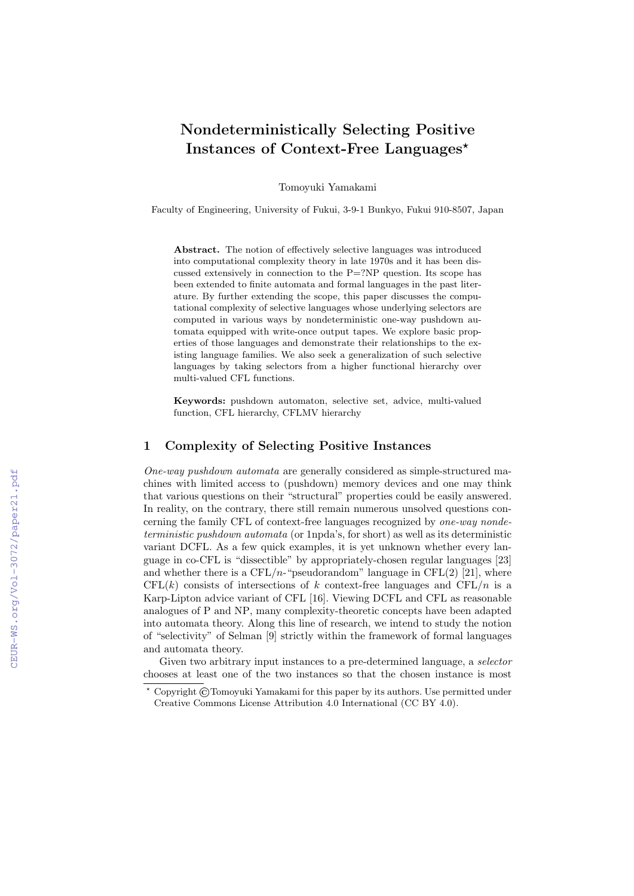# Nondeterministically Selecting Positive Instances of Context-Free Languages*

Tomoyuki Yamakami

Faculty of Engineering, University of Fukui, 3-9-1 Bunkyo, Fukui 910-8507, Japan

**Abstract.** The notion of effectively selective languages was introduced into computational complexity theory in late 1970s and it has been discussed extensively in connection to the P=?NP question. Its scope has been extended to finite automata and formal languages in the past literature. By further extending the scope, this paper discusses the computational complexity of selective languages whose underlying selectors are computed in various ways by nondeterministic one-way pushdown automata equipped with write-once output tapes. We explore basic properties of those languages and demonstrate their relationships to the existing language families. We also seek a generalization of such selective languages by taking selectors from a higher functional hierarchy over multi-valued CFL functions.

**Keywords:** pushdown automaton, selective set, advice, multi-valued function, CFL hierarchy, CFLMV hierarchy

## 1 Complexity of Selecting Positive Instances

*One-way pushdown automata* are generally considered as simple-structured machines with limited access to (pushdown) memory devices and one may think that various questions on their "structural" properties could be easily answered. In reality, on the contrary, there still remain numerous unsolved questions concerning the family CFL of context-free languages recognized by *one-way nondeterministic pushdown automata* (or 1npda's, for short) as well as its deterministic variant DCFL. As a few quick examples, it is yet unknown whether every language in co-CFL is "dissectible" by appropriately-chosen regular languages [23] and whether there is a CFL/$n$-"pseudorandom" language in CFL(2) [21], where CFL($k$) consists of intersections of $k$ context-free languages and CFL/$n$ is a Karp-Lipton advice variant of CFL [16]. Viewing DCFL and CFL as reasonable analogues of P and NP, many complexity-theoretic concepts have been adapted into automata theory. Along this line of research, we intend to study the notion of "selectivity" of Selman [9] strictly within the framework of formal languages and automata theory.

Given two arbitrary input instances to a pre-determined language, a *selector* chooses at least one of the two instances so that the chosen instance is most

---

* Copyright ©Tomoyuki Yamakami for this paper by its authors. Use permitted under Creative Commons License Attribution 4.0 International (CC BY 4.0).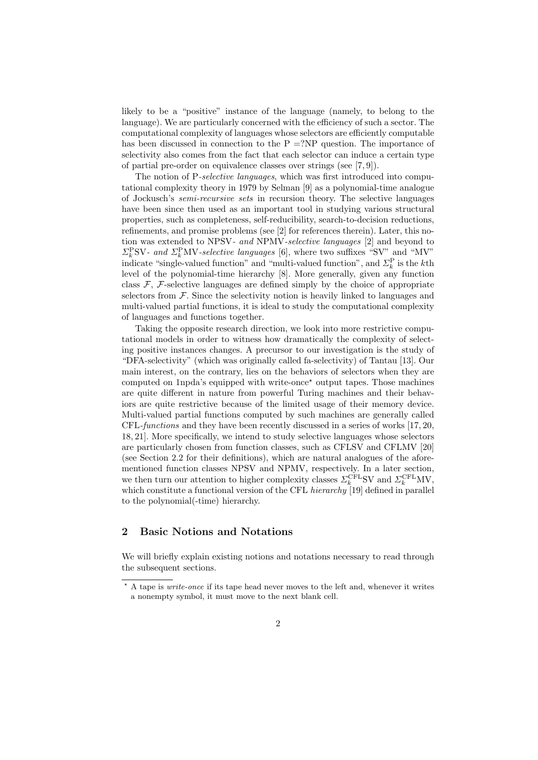likely to be a "positive" instance of the language (namely, to belong to the language). We are particularly concerned with the efficiency of such a sector. The computational complexity of languages whose selectors are efficiently computable has been discussed in connection to the P =?NP question. The importance of selectivity also comes from the fact that each selector can induce a certain type of partial pre-order on equivalence classes over strings (see [7, 9]).

The notion of P-*selective languages*, which was first introduced into computational complexity theory in 1979 by Selman [9] as a polynomial-time analogue of Jockusch's *semi-recursive sets* in recursion theory. The selective languages have been since then used as an important tool in studying various structural properties, such as completeness, self-reducibility, search-to-decision reductions, refinements, and promise problems (see [2] for references therein). Later, this notion was extended to NPSV- *and* NPMV-*selective languages* [2] and beyond to $\Sigma_k^{\mathrm{P}}$SV- *and* $\Sigma_k^{\mathrm{P}}$MV-*selective languages* [6], where two suffixes "SV" and "MV" indicate "single-valued function" and "multi-valued function", and $\Sigma_k^{\mathrm{P}}$ is the $k$th level of the polynomial-time hierarchy [8]. More generally, given any function class $\mathcal{F}$, $\mathcal{F}$-selective languages are defined simply by the choice of appropriate selectors from $\mathcal{F}$. Since the selectivity notion is heavily linked to languages and multi-valued partial functions, it is ideal to study the computational complexity of languages and functions together.

Taking the opposite research direction, we look into more restrictive computational models in order to witness how dramatically the complexity of selecting positive instances changes. A precursor to our investigation is the study of "DFA-selectivity" (which was originally called fa-selectivity) of Tantau [13]. Our main interest, on the contrary, lies on the behaviors of selectors when they are computed on 1npda's equipped with write-once* output tapes. Those machines are quite different in nature from powerful Turing machines and their behaviors are quite restrictive because of the limited usage of their memory device. Multi-valued partial functions computed by such machines are generally called CFL-*functions* and they have been recently discussed in a series of works [17, 20, 18, 21]. More specifically, we intend to study selective languages whose selectors are particularly chosen from function classes, such as CFLSV and CFLMV [20] (see Section 2.2 for their definitions), which are natural analogues of the aforementioned function classes NPSV and NPMV, respectively. In a later section, we then turn our attention to higher complexity classes $\Sigma_k^{\mathrm{CFL}}$SV and $\Sigma_k^{\mathrm{CFL}}$MV, which constitute a functional version of the CFL *hierarchy* [19] defined in parallel to the polynomial(-time) hierarchy.

## 2 Basic Notions and Notations

We will briefly explain existing notions and notations necessary to read through the subsequent sections.

* A tape is *write-once* if its tape head never moves to the left and, whenever it writes a nonempty symbol, it must move to the next blank cell.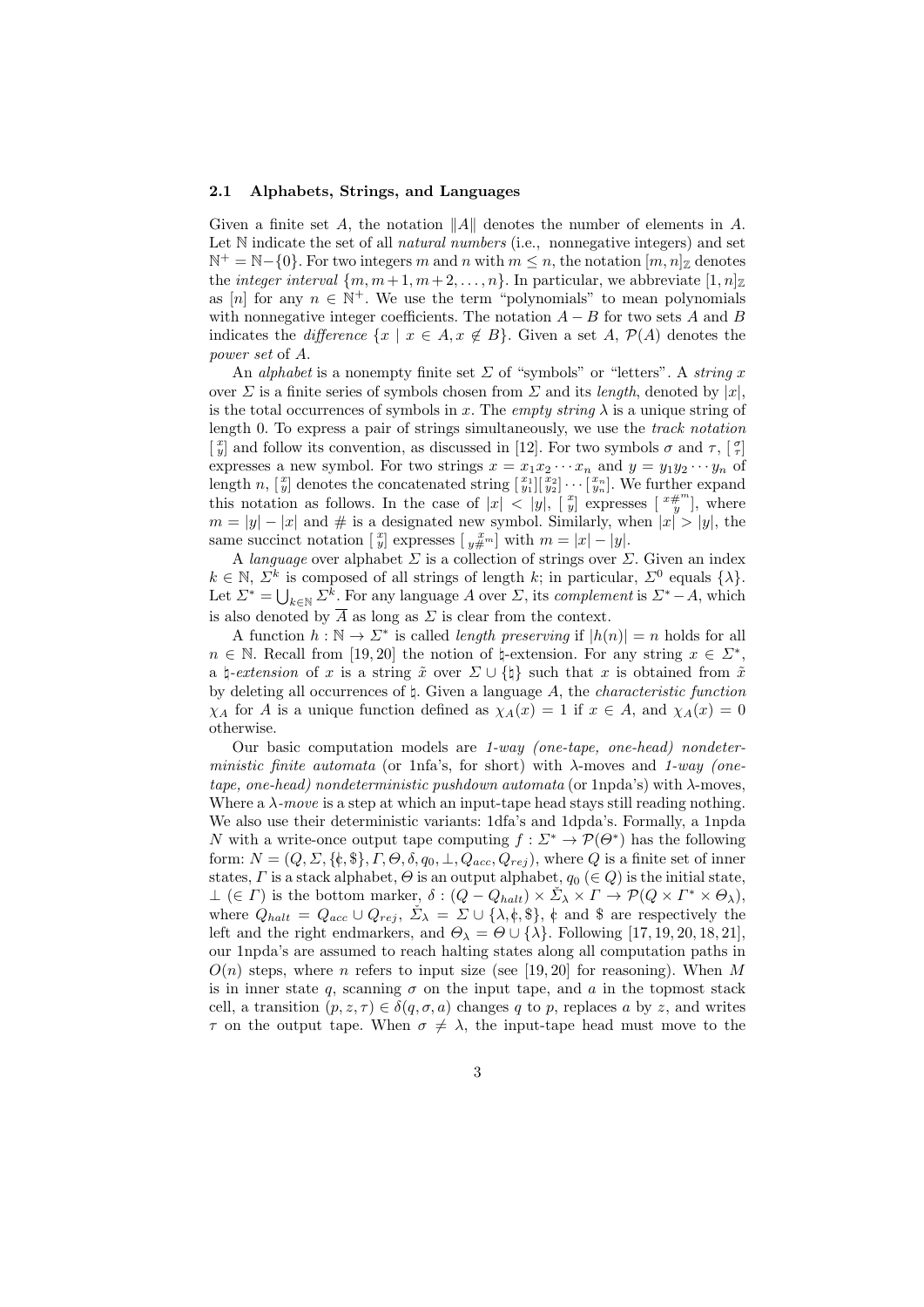### 2.1 Alphabets, Strings, and Languages

Given a finite set $A$, the notation $\|A\|$ denotes the number of elements in $A$. Let $\mathbb{N}$ indicate the set of all *natural numbers* (i.e., nonnegative integers) and set $\mathbb{N}^+ = \mathbb{N} - \{0\}$. For two integers $m$ and $n$ with $m \leq n$, the notation $[m,n]_{\mathbb{Z}}$ denotes the *integer interval* $\{m, m+1, m+2, \ldots, n\}$. In particular, we abbreviate $[1,n]_{\mathbb{Z}}$ as $[n]$ for any $n \in \mathbb{N}^+$. We use the term "polynomials" to mean polynomials with nonnegative integer coefficients. The notation $A - B$ for two sets $A$ and $B$ indicates the *difference* $\{x \mid x \in A, x \notin B\}$. Given a set $A$, $\mathcal{P}(A)$ denotes the *power set* of $A$.

An *alphabet* is a nonempty finite set $\Sigma$ of "symbols" or "letters". A *string* $x$ over $\Sigma$ is a finite series of symbols chosen from $\Sigma$ and its *length*, denoted by $|x|$, is the total occurrences of symbols in $x$. The *empty string* $\lambda$ is a unique string of length 0. To express a pair of strings simultaneously, we use the *track notation* $\left[\begin{smallmatrix} x \\ y \end{smallmatrix}\right]$ and follow its convention, as discussed in [12]. For two symbols $\sigma$ and $\tau$, $\left[\begin{smallmatrix} \sigma \\ \tau \end{smallmatrix}\right]$ expresses a new symbol. For two strings $x = x_1 x_2 \cdots x_n$ and $y = y_1 y_2 \cdots y_n$ of length $n$, $\left[\begin{smallmatrix} x \\ y \end{smallmatrix}\right]$ denotes the concatenated string $\left[\begin{smallmatrix} x_1 \\ y_1 \end{smallmatrix}\right]\left[\begin{smallmatrix} x_2 \\ y_2 \end{smallmatrix}\right] \cdots \left[\begin{smallmatrix} x_n \\ y_n \end{smallmatrix}\right]$. We further expand this notation as follows. In the case of $|x| < |y|$, $\left[\begin{smallmatrix} x \\ y \end{smallmatrix}\right]$ expresses $\left[\begin{smallmatrix} x\#^m \\ y \end{smallmatrix}\right]$, where $m = |y| - |x|$ and $\#$ is a designated new symbol. Similarly, when $|x| > |y|$, the same succinct notation $\left[\begin{smallmatrix} x \\ y \end{smallmatrix}\right]$ expresses $\left[\begin{smallmatrix} x \\ y\#^m \end{smallmatrix}\right]$ with $m = |x| - |y|$.

A *language* over alphabet $\Sigma$ is a collection of strings over $\Sigma$. Given an index $k \in \mathbb{N}$, $\Sigma^k$ is composed of all strings of length $k$; in particular, $\Sigma^0$ equals $\{\lambda\}$. Let $\Sigma^* = \bigcup_{k \in \mathbb{N}} \Sigma^k$. For any language $A$ over $\Sigma$, its *complement* is $\Sigma^* - A$, which is also denoted by $\overline{A}$ as long as $\Sigma$ is clear from the context.

A function $h : \mathbb{N} \to \Sigma^*$ is called *length preserving* if $|h(n)| = n$ holds for all $n \in \mathbb{N}$. Recall from [19, 20] the notion of $\natural$-extension. For any string $x \in \Sigma^*$, a *$\natural$-extension* of $x$ is a string $\tilde{x}$ over $\Sigma \cup \{\natural\}$ such that $x$ is obtained from $\tilde{x}$ by deleting all occurrences of $\natural$. Given a language $A$, the *characteristic function* $\chi_A$ for $A$ is a unique function defined as $\chi_A(x) = 1$ if $x \in A$, and $\chi_A(x) = 0$ otherwise.

Our basic computation models are *1-way (one-tape, one-head) nondeterministic finite automata* (or 1nfa's, for short) with $\lambda$-moves and *1-way (one-tape, one-head) nondeterministic pushdown automata* (or 1npda's) with $\lambda$-moves, Where a *$\lambda$-move* is a step at which an input-tape head stays still reading nothing. We also use their deterministic variants: 1dfa's and 1dpda's. Formally, a 1npda $N$ with a write-once output tape computing $f : \Sigma^* \to \mathcal{P}(\Theta^*)$ has the following form: $N = (Q, \Sigma, \{¢, \$\}, \Gamma, \Theta, \delta, q_0, \bot, Q_{acc}, Q_{rej})$, where $Q$ is a finite set of inner states, $\Gamma$ is a stack alphabet, $\Theta$ is an output alphabet, $q_0$ $(\in Q)$ is the initial state, $\bot$ $(\in \Gamma)$ is the bottom marker, $\delta : (Q - Q_{halt}) \times \check{\Sigma}_\lambda \times \Gamma \to \mathcal{P}(Q \times \Gamma^* \times \Theta_\lambda)$, where $Q_{halt} = Q_{acc} \cup Q_{rej}$, $\check{\Sigma}_\lambda = \Sigma \cup \{\lambda, ¢, \$\}$, $¢$ and $\$$ are respectively the left and the right endmarkers, and $\Theta_\lambda = \Theta \cup \{\lambda\}$. Following [17, 19, 20, 18, 21], our 1npda's are assumed to reach halting states along all computation paths in $O(n)$ steps, where $n$ refers to input size (see [19, 20] for reasoning). When $M$ is in inner state $q$, scanning $\sigma$ on the input tape, and $a$ in the topmost stack cell, a transition $(p, z, \tau) \in \delta(q, \sigma, a)$ changes $q$ to $p$, replaces $a$ by $z$, and writes $\tau$ on the output tape. When $\sigma \neq \lambda$, the input-tape head must move to the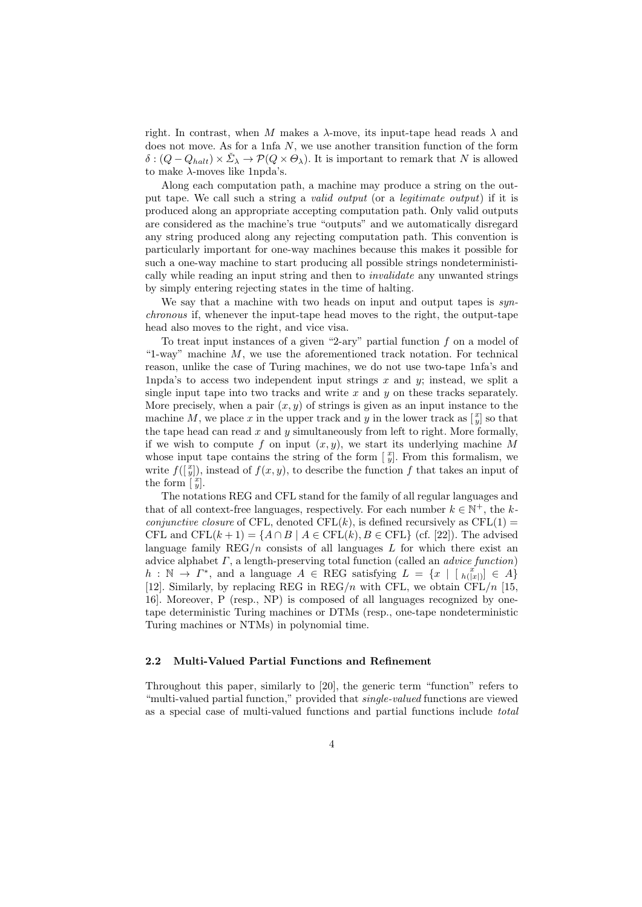right. In contrast, when $M$ makes a $\lambda$-move, its input-tape head reads $\lambda$ and does not move. As for a 1nfa $N$, we use another transition function of the form $\delta : (Q - Q_{halt}) \times \check{\Sigma}_\lambda \to \mathcal{P}(Q \times \Theta_\lambda)$. It is important to remark that $N$ is allowed to make $\lambda$-moves like 1npda's.

Along each computation path, a machine may produce a string on the output tape. We call such a string a *valid output* (or a *legitimate output*) if it is produced along an appropriate accepting computation path. Only valid outputs are considered as the machine's true "outputs" and we automatically disregard any string produced along any rejecting computation path. This convention is particularly important for one-way machines because this makes it possible for such a one-way machine to start producing all possible strings nondeterministically while reading an input string and then to *invalidate* any unwanted strings by simply entering rejecting states in the time of halting.

We say that a machine with two heads on input and output tapes is *synchronous* if, whenever the input-tape head moves to the right, the output-tape head also moves to the right, and vice visa.

To treat input instances of a given "2-ary" partial function $f$ on a model of "1-way" machine $M$, we use the aforementioned track notation. For technical reason, unlike the case of Turing machines, we do not use two-tape 1nfa's and 1npda's to access two independent input strings $x$ and $y$; instead, we split a single input tape into two tracks and write $x$ and $y$ on these tracks separately. More precisely, when a pair $(x, y)$ of strings is given as an input instance to the machine $M$, we place $x$ in the upper track and $y$ in the lower track as $[\begin{smallmatrix} x \\ y \end{smallmatrix}]$ so that the tape head can read $x$ and $y$ simultaneously from left to right. More formally, if we wish to compute $f$ on input $(x, y)$, we start its underlying machine $M$ whose input tape contains the string of the form $[\begin{smallmatrix} x \\ y \end{smallmatrix}]$. From this formalism, we write $f([\begin{smallmatrix} x \\ y \end{smallmatrix}])$, instead of $f(x, y)$, to describe the function $f$ that takes an input of the form $[\begin{smallmatrix} x \\ y \end{smallmatrix}]$.

The notations REG and CFL stand for the family of all regular languages and that of all context-free languages, respectively. For each number $k \in \mathbb{N}^+$, the *$k$-conjunctive closure* of CFL, denoted CFL($k$), is defined recursively as CFL(1) = CFL and CFL($k+1$) = $\{A \cap B \mid A \in \mathrm{CFL}(k), B \in \mathrm{CFL}\}$ (cf. [22]). The advised language family REG/$n$ consists of all languages $L$ for which there exist an advice alphabet $\Gamma$, a length-preserving total function (called an *advice function*) $h : \mathbb{N} \to \Gamma^*$, and a language $A \in \mathrm{REG}$ satisfying $L = \{x \mid [\begin{smallmatrix} x \\ h(|x|) \end{smallmatrix}] \in A\}$ [12]. Similarly, by replacing REG in REG/$n$ with CFL, we obtain CFL/$n$ [15, 16]. Moreover, P (resp., NP) is composed of all languages recognized by one-tape deterministic Turing machines or DTMs (resp., one-tape nondeterministic Turing machines or NTMs) in polynomial time.

### 2.2 Multi-Valued Partial Functions and Refinement

Throughout this paper, similarly to [20], the generic term "function" refers to "multi-valued partial function," provided that *single-valued* functions are viewed as a special case of multi-valued functions and partial functions include *total*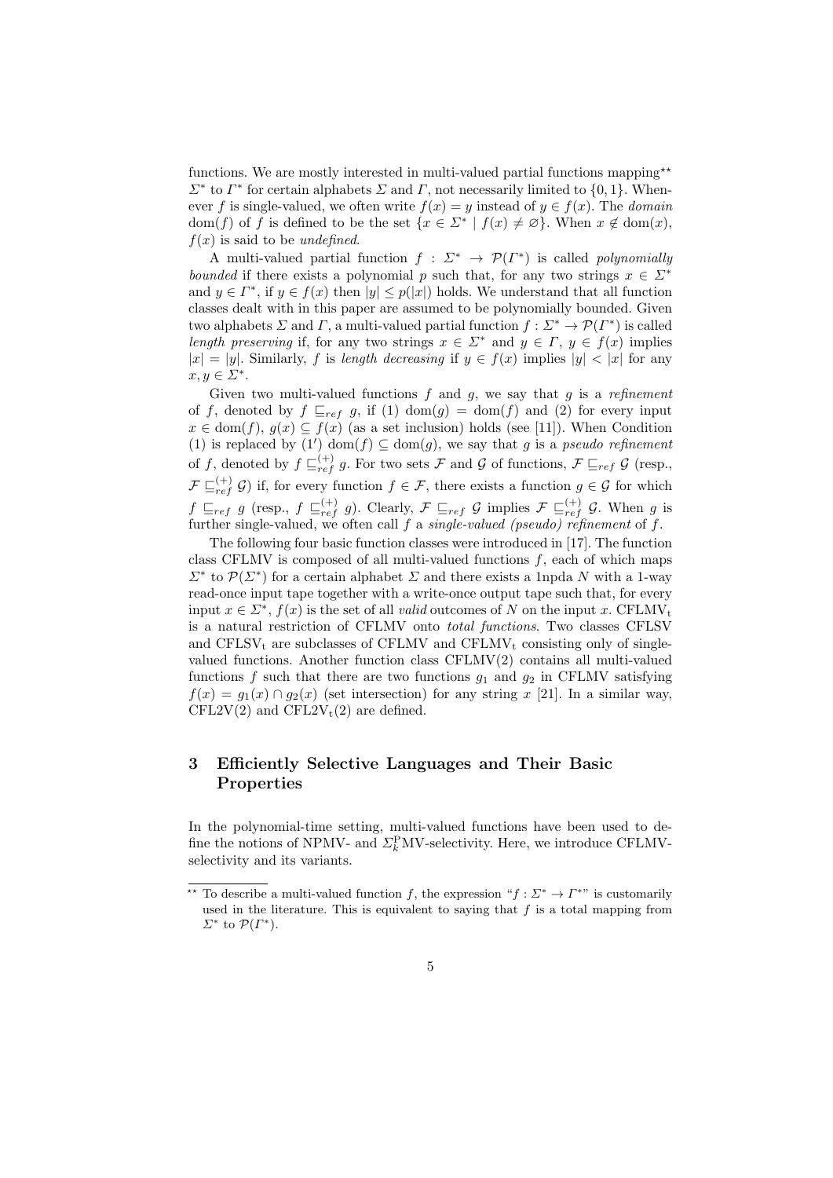functions. We are mostly interested in multi-valued partial functions mapping** $\Sigma^*$ to $\Gamma^*$ for certain alphabets $\Sigma$ and $\Gamma$, not necessarily limited to $\{0,1\}$. Whenever $f$ is single-valued, we often write $f(x) = y$ instead of $y \in f(x)$. The *domain* $\mathrm{dom}(f)$ of $f$ is defined to be the set $\{x \in \Sigma^* \mid f(x) \neq \varnothing\}$. When $x \notin \mathrm{dom}(x)$, $f(x)$ is said to be *undefined*.

A multi-valued partial function $f : \Sigma^* \to \mathcal{P}(\Gamma^*)$ is called *polynomially bounded* if there exists a polynomial $p$ such that, for any two strings $x \in \Sigma^*$ and $y \in \Gamma^*$, if $y \in f(x)$ then $|y| \leq p(|x|)$ holds. We understand that all function classes dealt with in this paper are assumed to be polynomially bounded. Given two alphabets $\Sigma$ and $\Gamma$, a multi-valued partial function $f : \Sigma^* \to \mathcal{P}(\Gamma^*)$ is called *length preserving* if, for any two strings $x \in \Sigma^*$ and $y \in \Gamma$, $y \in f(x)$ implies $|x| = |y|$. Similarly, $f$ is *length decreasing* if $y \in f(x)$ implies $|y| < |x|$ for any $x, y \in \Sigma^*$.

Given two multi-valued functions $f$ and $g$, we say that $g$ is a *refinement* of $f$, denoted by $f \sqsubseteq_{ref} g$, if (1) $\mathrm{dom}(g) = \mathrm{dom}(f)$ and (2) for every input $x \in \mathrm{dom}(f)$, $g(x) \subseteq f(x)$ (as a set inclusion) holds (see [11]). When Condition (1) is replaced by (1′) $\mathrm{dom}(f) \subseteq \mathrm{dom}(g)$, we say that $g$ is a *pseudo refinement* of $f$, denoted by $f \sqsubseteq_{ref}^{(+)} g$. For two sets $\mathcal{F}$ and $\mathcal{G}$ of functions, $\mathcal{F} \sqsubseteq_{ref} \mathcal{G}$ (resp., $\mathcal{F} \sqsubseteq_{ref}^{(+)} \mathcal{G}$) if, for every function $f \in \mathcal{F}$, there exists a function $g \in \mathcal{G}$ for which $f \sqsubseteq_{ref} g$ (resp., $f \sqsubseteq_{ref}^{(+)} g$). Clearly, $\mathcal{F} \sqsubseteq_{ref} \mathcal{G}$ implies $\mathcal{F} \sqsubseteq_{ref}^{(+)} \mathcal{G}$. When $g$ is further single-valued, we often call $f$ a *single-valued (pseudo) refinement* of $f$.

The following four basic function classes were introduced in [17]. The function class CFLMV is composed of all multi-valued functions $f$, each of which maps $\Sigma^*$ to $\mathcal{P}(\Sigma^*)$ for a certain alphabet $\Sigma$ and there exists a 1npda $N$ with a 1-way read-once input tape together with a write-once output tape such that, for every input $x \in \Sigma^*$, $f(x)$ is the set of all *valid* outcomes of $N$ on the input $x$. $\mathrm{CFLMV_t}$ is a natural restriction of CFLMV onto *total functions*. Two classes CFLSV and $\mathrm{CFLSV_t}$ are subclasses of CFLMV and $\mathrm{CFLMV_t}$ consisting only of single-valued functions. Another function class CFLMV(2) contains all multi-valued functions $f$ such that there are two functions $g_1$ and $g_2$ in CFLMV satisfying $f(x) = g_1(x) \cap g_2(x)$ (set intersection) for any string $x$ [21]. In a similar way, CFL2V(2) and $\mathrm{CFL2V_t}(2)$ are defined.

## 3 Efficiently Selective Languages and Their Basic Properties

In the polynomial-time setting, multi-valued functions have been used to define the notions of NPMV- and $\Sigma_k^{\mathrm{P}}$MV-selectivity. Here, we introduce CFLMV-selectivity and its variants.

** To describe a multi-valued function $f$, the expression "$f : \Sigma^* \to \Gamma^*$" is customarily used in the literature. This is equivalent to saying that $f$ is a total mapping from $\Sigma^*$ to $\mathcal{P}(\Gamma^*)$.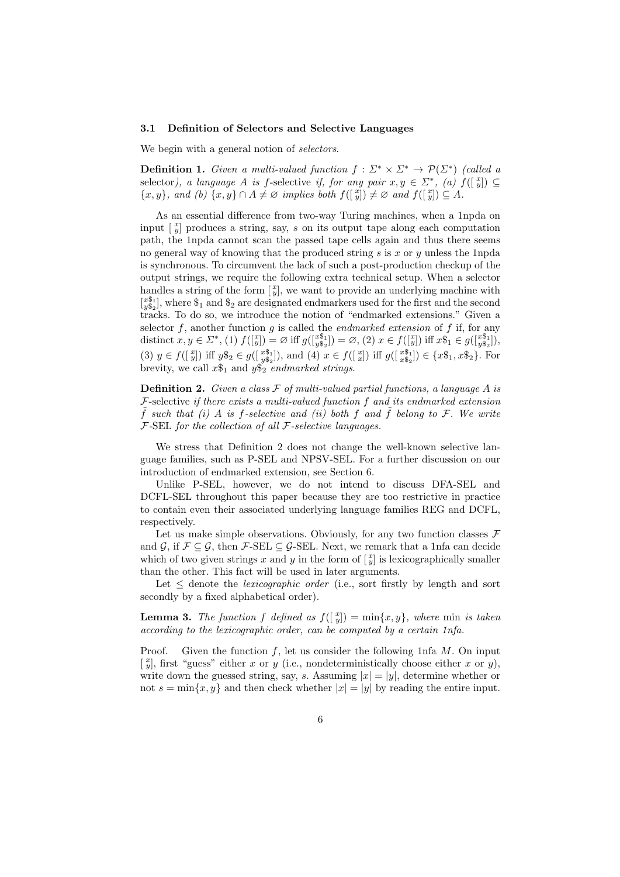### 3.1 Definition of Selectors and Selective Languages

We begin with a general notion of *selectors*.

**Definition 1.** *Given a multi-valued function $f : \Sigma^* \times \Sigma^* \to \mathcal{P}(\Sigma^*)$ (called a* selector*), a language $A$ is $f$-*selective *if, for any pair $x, y \in \Sigma^*$, (a) $f([\begin{smallmatrix} x \\ y \end{smallmatrix}]) \subseteq \{x, y\}$, and (b) $\{x, y\} \cap A \neq \varnothing$ implies both $f([\begin{smallmatrix} x \\ y \end{smallmatrix}]) \neq \varnothing$ and $f([\begin{smallmatrix} x \\ y \end{smallmatrix}]) \subseteq A$.*

As an essential difference from two-way Turing machines, when a 1npda on input $[\begin{smallmatrix} x \\ y \end{smallmatrix}]$ produces a string, say, $s$ on its output tape along each computation path, the 1npda cannot scan the passed tape cells again and thus there seems no general way of knowing that the produced string $s$ is $x$ or $y$ unless the 1npda is synchronous. To circumvent the lack of such a post-production checkup of the output strings, we require the following extra technical setup. When a selector handles a string of the form $[\begin{smallmatrix} x \\ y \end{smallmatrix}]$, we want to provide an underlying machine with $[\begin{smallmatrix} x\$_1 \\ y\$_2 \end{smallmatrix}]$, where $\$_1$ and $\$_2$ are designated endmarkers used for the first and the second tracks. To do so, we introduce the notion of "endmarked extensions." Given a selector $f$, another function $g$ is called the *endmarked extension* of $f$ if, for any distinct $x, y \in \Sigma^*$, (1) $f([\begin{smallmatrix} x \\ y \end{smallmatrix}]) = \varnothing$ iff $g([\begin{smallmatrix} x\$_1 \\ y\$_2 \end{smallmatrix}]) = \varnothing$, (2) $x \in f([\begin{smallmatrix} x \\ y \end{smallmatrix}])$ iff $x\$_1 \in g([\begin{smallmatrix} x\$_1 \\ y\$_2 \end{smallmatrix}])$, (3) $y \in f([\begin{smallmatrix} x \\ y \end{smallmatrix}])$ iff $y\$_2 \in g([\begin{smallmatrix} x\$_1 \\ y\$_2 \end{smallmatrix}])$, and (4) $x \in f([\begin{smallmatrix} x \\ x \end{smallmatrix}])$ iff $g([\begin{smallmatrix} x\$_1 \\ x\$_2 \end{smallmatrix}]) \in \{x\$_1, x\$_2\}$. For brevity, we call $x\$_1$ and $y\$_2$ *endmarked strings*.

**Definition 2.** *Given a class $\mathcal{F}$ of multi-valued partial functions, a language $A$ is $\mathcal{F}$-*selective *if there exists a multi-valued function $f$ and its endmarked extension $\tilde{f}$ such that (i) $A$ is $f$-selective and (ii) both $f$ and $\tilde{f}$ belong to $\mathcal{F}$. We write $\mathcal{F}$-SEL for the collection of all $\mathcal{F}$-selective languages.*

We stress that Definition 2 does not change the well-known selective language families, such as P-SEL and NPSV-SEL. For a further discussion on our introduction of endmarked extension, see Section 6.

Unlike P-SEL, however, we do not intend to discuss DFA-SEL and DCFL-SEL throughout this paper because they are too restrictive in practice to contain even their associated underlying language families REG and DCFL, respectively.

Let us make simple observations. Obviously, for any two function classes $\mathcal{F}$ and $\mathcal{G}$, if $\mathcal{F} \subseteq \mathcal{G}$, then $\mathcal{F}$-SEL $\subseteq$ $\mathcal{G}$-SEL. Next, we remark that a 1nfa can decide which of two given strings $x$ and $y$ in the form of $[\begin{smallmatrix} x \\ y \end{smallmatrix}]$ is lexicographically smaller than the other. This fact will be used in later arguments.

Let $\leq$ denote the *lexicographic order* (i.e., sort firstly by length and sort secondly by a fixed alphabetical order).

**Lemma 3.** *The function $f$ defined as $f([\begin{smallmatrix} x \\ y \end{smallmatrix}]) = \min\{x, y\}$, where* min *is taken according to the lexicographic order, can be computed by a certain 1nfa.*

Proof. Given the function $f$, let us consider the following 1nfa $M$. On input $[\begin{smallmatrix} x \\ y \end{smallmatrix}]$, first "guess" either $x$ or $y$ (i.e., nondeterministically choose either $x$ or $y$), write down the guessed string, say, $s$. Assuming $|x| = |y|$, determine whether or not $s = \min\{x, y\}$ and then check whether $|x| = |y|$ by reading the entire input.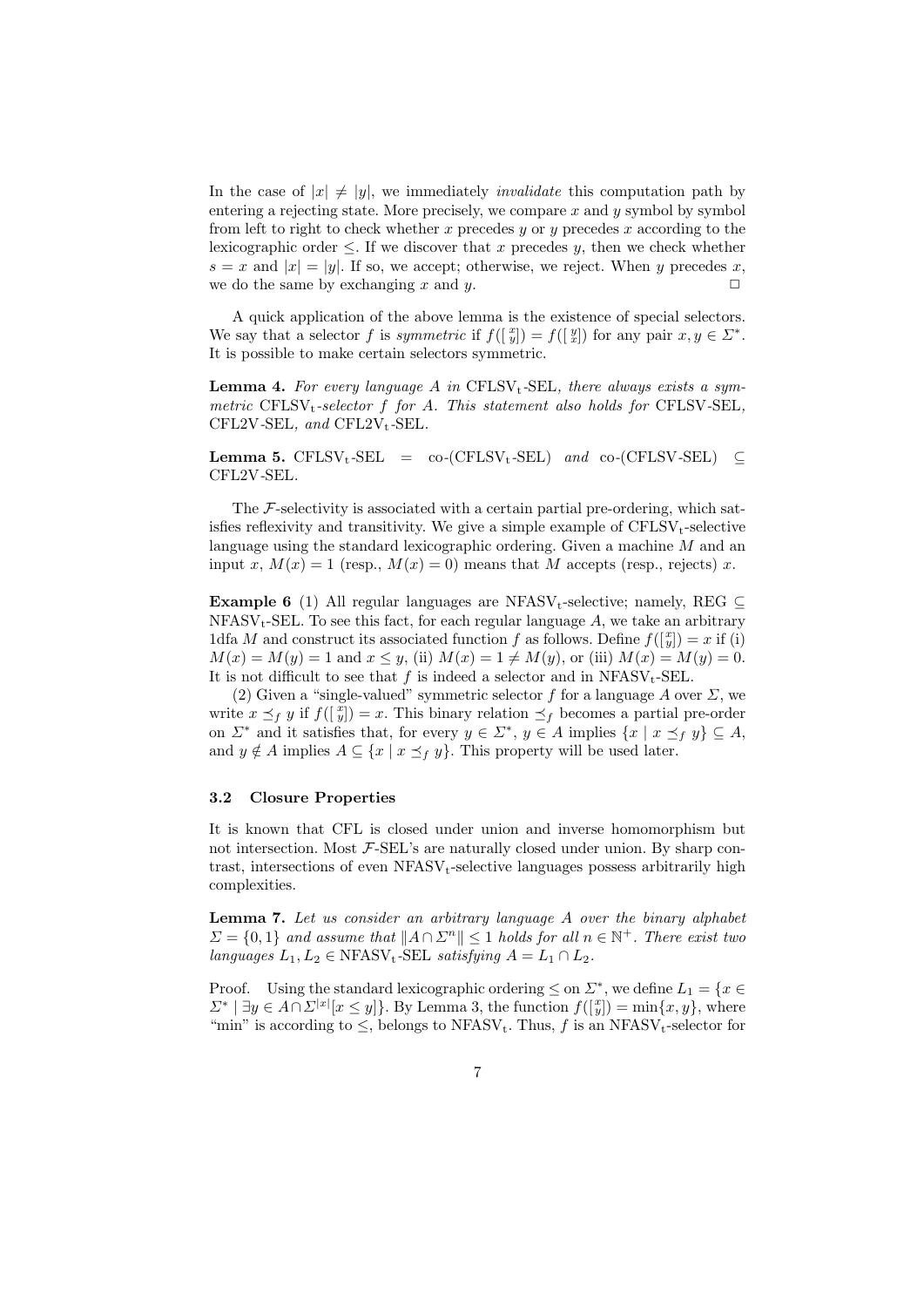In the case of $|x| \neq |y|$, we immediately *invalidate* this computation path by entering a rejecting state. More precisely, we compare $x$ and $y$ symbol by symbol from left to right to check whether $x$ precedes $y$ or $y$ precedes $x$ according to the lexicographic order $\leq$. If we discover that $x$ precedes $y$, then we check whether $s = x$ and $|x| = |y|$. If so, we accept; otherwise, we reject. When $y$ precedes $x$, we do the same by exchanging $x$ and $y$. ☐

A quick application of the above lemma is the existence of special selectors. We say that a selector $f$ is *symmetric* if $f([\begin{smallmatrix} x \\ y \end{smallmatrix}]) = f([\begin{smallmatrix} y \\ x \end{smallmatrix}])$ for any pair $x, y \in \Sigma^*$. It is possible to make certain selectors symmetric.

**Lemma 4.** *For every language $A$ in* $\mathrm{CFLSV_t}$-SEL*, there always exists a symmetric* $\mathrm{CFLSV_t}$*-selector $f$ for $A$. This statement also holds for* CFLSV-SEL*,* CFL2V-SEL*, and* $\mathrm{CFL2V_t}$-SEL.

**Lemma 5.** $\mathrm{CFLSV_t}$-SEL $=$ co-($\mathrm{CFLSV_t}$-SEL) *and* co-(CFLSV-SEL) $\subseteq$ CFL2V-SEL.

The $\mathcal{F}$-selectivity is associated with a certain partial pre-ordering, which satisfies reflexivity and transitivity. We give a simple example of $\mathrm{CFLSV_t}$-selective language using the standard lexicographic ordering. Given a machine $M$ and an input $x$, $M(x) = 1$ (resp., $M(x) = 0$) means that $M$ accepts (resp., rejects) $x$.

**Example 6** (1) All regular languages are $\mathrm{NFASV_t}$-selective; namely, REG $\subseteq$ $\mathrm{NFASV_t}$-SEL. To see this fact, for each regular language $A$, we take an arbitrary 1dfa $M$ and construct its associated function $f$ as follows. Define $f([\begin{smallmatrix} x \\ y \end{smallmatrix}]) = x$ if (i) $M(x) = M(y) = 1$ and $x \leq y$, (ii) $M(x) = 1 \neq M(y)$, or (iii) $M(x) = M(y) = 0$. It is not difficult to see that $f$ is indeed a selector and in $\mathrm{NFASV_t}$-SEL.

(2) Given a "single-valued" symmetric selector $f$ for a language $A$ over $\Sigma$, we write $x \preceq_f y$ if $f([\begin{smallmatrix} x \\ y \end{smallmatrix}]) = x$. This binary relation $\preceq_f$ becomes a partial pre-order on $\Sigma^*$ and it satisfies that, for every $y \in \Sigma^*$, $y \in A$ implies $\{x \mid x \preceq_f y\} \subseteq A$, and $y \notin A$ implies $A \subseteq \{x \mid x \preceq_f y\}$. This property will be used later.

### 3.2 Closure Properties

It is known that CFL is closed under union and inverse homomorphism but not intersection. Most $\mathcal{F}$-SEL's are naturally closed under union. By sharp contrast, intersections of even $\mathrm{NFASV_t}$-selective languages possess arbitrarily high complexities.

**Lemma 7.** *Let us consider an arbitrary language $A$ over the binary alphabet $\Sigma = \{0, 1\}$ and assume that $\|A \cap \Sigma^n\| \leq 1$ holds for all $n \in \mathbb{N}^+$. There exist two languages $L_1, L_2 \in$* $\mathrm{NFASV_t}$-SEL *satisfying $A = L_1 \cap L_2$.*

Proof. Using the standard lexicographic ordering $\leq$ on $\Sigma^*$, we define $L_1 = \{x \in \Sigma^* \mid \exists y \in A \cap \Sigma^{|x|}[x \leq y]\}$. By Lemma 3, the function $f([\begin{smallmatrix} x \\ y \end{smallmatrix}]) = \min\{x, y\}$, where "min" is according to $\leq$, belongs to $\mathrm{NFASV_t}$. Thus, $f$ is an $\mathrm{NFASV_t}$-selector for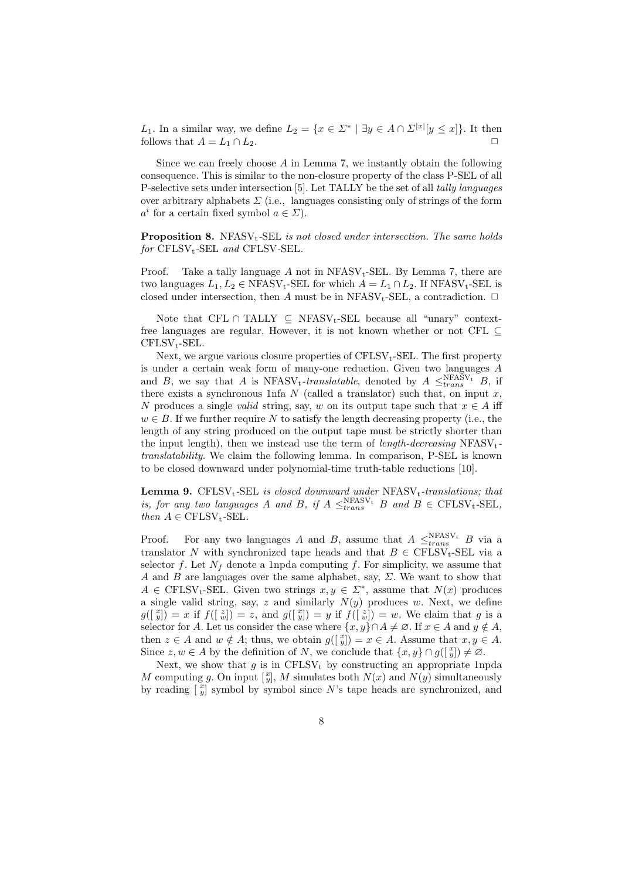$L_1$. In a similar way, we define $L_2 = \{x \in \Sigma^* \mid \exists y \in A \cap \Sigma^{|x|}[y \leq x]\}$. It then follows that $A = L_1 \cap L_2$. □

Since we can freely choose $A$ in Lemma 7, we instantly obtain the following consequence. This is similar to the non-closure property of the class P-SEL of all P-selective sets under intersection [5]. Let TALLY be the set of all *tally languages* over arbitrary alphabets $\Sigma$ (i.e., languages consisting only of strings of the form $a^i$ for a certain fixed symbol $a \in \Sigma$).

**Proposition 8.** $\mathrm{NFASV_t}$-SEL *is not closed under intersection. The same holds for* $\mathrm{CFLSV_t}$-SEL *and* CFLSV-SEL.

Proof. Take a tally language $A$ not in $\mathrm{NFASV_t}$-SEL. By Lemma 7, there are two languages $L_1, L_2 \in \mathrm{NFASV_t}$-SEL for which $A = L_1 \cap L_2$. If $\mathrm{NFASV_t}$-SEL is closed under intersection, then $A$ must be in $\mathrm{NFASV_t}$-SEL, a contradiction. □

Note that CFL $\cap$ TALLY $\subseteq$ $\mathrm{NFASV_t}$-SEL because all "unary" context-free languages are regular. However, it is not known whether or not CFL $\subseteq$ $\mathrm{CFLSV_t}$-SEL.

Next, we argue various closure properties of $\mathrm{CFLSV_t}$-SEL. The first property is under a certain weak form of many-one reduction. Given two languages $A$ and $B$, we say that $A$ is $\mathrm{NFASV_t}$*-translatable*, denoted by $A \leq_{trans}^{\mathrm{NFASV_t}} B$, if there exists a synchronous 1nfa $N$ (called a translator) such that, on input $x$, $N$ produces a single *valid* string, say, $w$ on its output tape such that $x \in A$ iff $w \in B$. If we further require $N$ to satisfy the length decreasing property (i.e., the length of any string produced on the output tape must be strictly shorter than the input length), then we instead use the term of *length-decreasing* $\mathrm{NFASV_t}$*-translatability*. We claim the following lemma. In comparison, P-SEL is known to be closed downward under polynomial-time truth-table reductions [10].

**Lemma 9.** $\mathrm{CFLSV_t}$-SEL *is closed downward under* $\mathrm{NFASV_t}$*-translations; that is, for any two languages $A$ and $B$, if $A \leq_{trans}^{\mathrm{NFASV_t}} B$ and $B \in \mathrm{CFLSV_t}$-SEL, then $A \in \mathrm{CFLSV_t}$-SEL.*

Proof. For any two languages $A$ and $B$, assume that $A \leq_{trans}^{\mathrm{NFASV_t}} B$ via a translator $N$ with synchronized tape heads and that $B \in \mathrm{CFLSV_t}$-SEL via a selector $f$. Let $N_f$ denote a 1npda computing $f$. For simplicity, we assume that $A$ and $B$ are languages over the same alphabet, say, $\Sigma$. We want to show that $A \in \mathrm{CFLSV_t}$-SEL. Given two strings $x, y \in \Sigma^*$, assume that $N(x)$ produces a single valid string, say, $z$ and similarly $N(y)$ produces $w$. Next, we define $g([\begin{smallmatrix} x \\ y \end{smallmatrix}]) = x$ if $f([\begin{smallmatrix} z \\ w \end{smallmatrix}]) = z$, and $g([\begin{smallmatrix} x \\ y \end{smallmatrix}]) = y$ if $f([\begin{smallmatrix} z \\ w \end{smallmatrix}]) = w$. We claim that $g$ is a selector for $A$. Let us consider the case where $\{x, y\} \cap A \neq \varnothing$. If $x \in A$ and $y \notin A$, then $z \in A$ and $w \notin A$; thus, we obtain $g([\begin{smallmatrix} x \\ y \end{smallmatrix}]) = x \in A$. Assume that $x, y \in A$. Since $z, w \in A$ by the definition of $N$, we conclude that $\{x, y\} \cap g([\begin{smallmatrix} x \\ y \end{smallmatrix}]) \neq \varnothing$.

Next, we show that $g$ is in $\mathrm{CFLSV_t}$ by constructing an appropriate 1npda $M$ computing $g$. On input $[\begin{smallmatrix} x \\ y \end{smallmatrix}]$, $M$ simulates both $N(x)$ and $N(y)$ simultaneously by reading $[\begin{smallmatrix} x \\ y \end{smallmatrix}]$ symbol by symbol since $N$'s tape heads are synchronized, and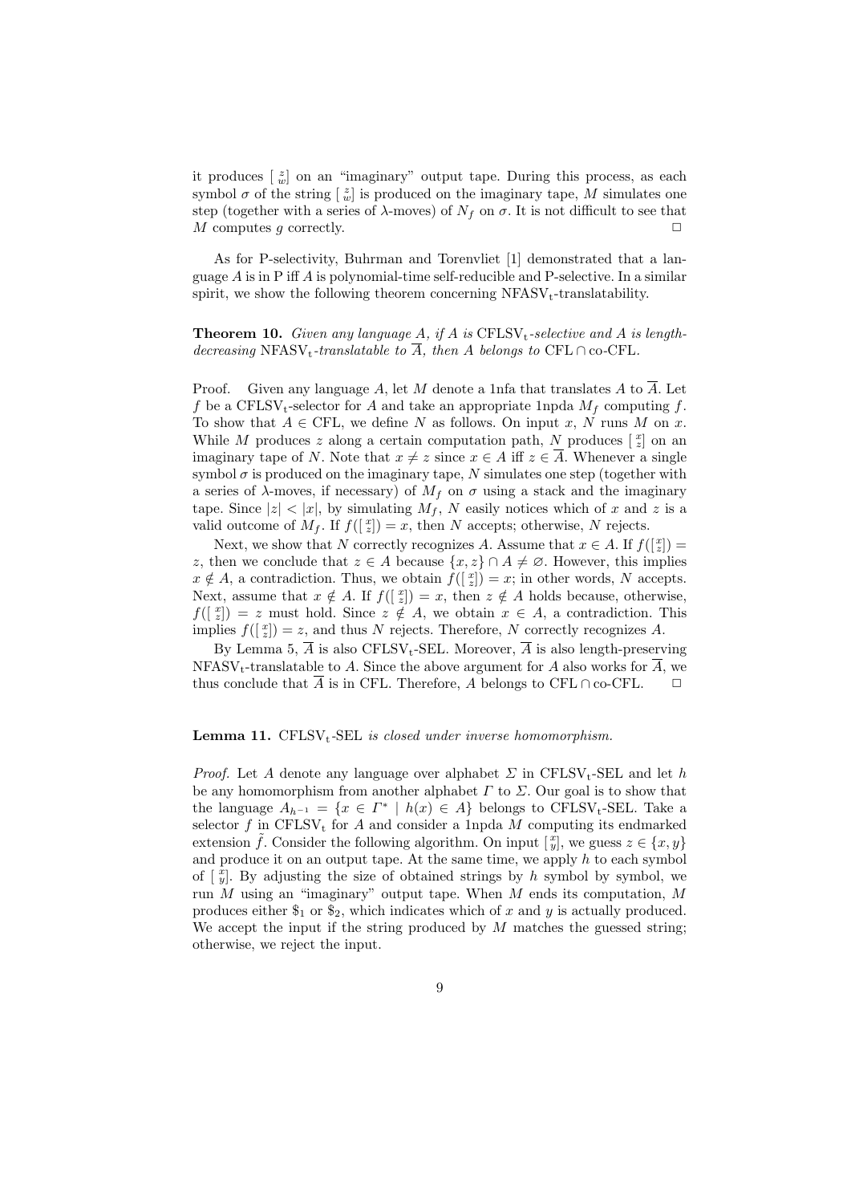it produces $[\begin{smallmatrix} z \\ w \end{smallmatrix}]$ on an "imaginary" output tape. During this process, as each symbol $\sigma$ of the string $[\begin{smallmatrix} z \\ w \end{smallmatrix}]$ is produced on the imaginary tape, $M$ simulates one step (together with a series of $\lambda$-moves) of $N_f$ on $\sigma$. It is not difficult to see that $M$ computes $g$ correctly. ☐

As for P-selectivity, Buhrman and Torenvliet [1] demonstrated that a language $A$ is in P iff $A$ is polynomial-time self-reducible and P-selective. In a similar spirit, we show the following theorem concerning $\mathrm{NFASV_t}$-translatability.

**Theorem 10.** *Given any language $A$, if $A$ is $\mathrm{CFLSV_t}$-selective and $A$ is length-decreasing $\mathrm{NFASV_t}$-translatable to $\overline{A}$, then $A$ belongs to $\mathrm{CFL} \cap \text{co-CFL}$.*

Proof. Given any language $A$, let $M$ denote a 1nfa that translates $A$ to $\overline{A}$. Let $f$ be a $\mathrm{CFLSV_t}$-selector for $A$ and take an appropriate 1npda $M_f$ computing $f$. To show that $A \in \mathrm{CFL}$, we define $N$ as follows. On input $x$, $N$ runs $M$ on $x$. While $M$ produces $z$ along a certain computation path, $N$ produces $[\begin{smallmatrix} x \\ z \end{smallmatrix}]$ on an imaginary tape of $N$. Note that $x \neq z$ since $x \in A$ iff $z \in \overline{A}$. Whenever a single symbol $\sigma$ is produced on the imaginary tape, $N$ simulates one step (together with a series of $\lambda$-moves, if necessary) of $M_f$ on $\sigma$ using a stack and the imaginary tape. Since $|z| < |x|$, by simulating $M_f$, $N$ easily notices which of $x$ and $z$ is a valid outcome of $M_f$. If $f([\begin{smallmatrix} x \\ z \end{smallmatrix}]) = x$, then $N$ accepts; otherwise, $N$ rejects.

Next, we show that $N$ correctly recognizes $A$. Assume that $x \in A$. If $f([\begin{smallmatrix} x \\ z \end{smallmatrix}]) = z$, then we conclude that $z \in A$ because $\{x, z\} \cap A \neq \varnothing$. However, this implies $x \notin A$, a contradiction. Thus, we obtain $f([\begin{smallmatrix} x \\ z \end{smallmatrix}]) = x$; in other words, $N$ accepts. Next, assume that $x \notin A$. If $f([\begin{smallmatrix} x \\ z \end{smallmatrix}]) = x$, then $z \notin A$ holds because, otherwise, $f([\begin{smallmatrix} x \\ z \end{smallmatrix}]) = z$ must hold. Since $z \notin A$, we obtain $x \in A$, a contradiction. This implies $f([\begin{smallmatrix} x \\ z \end{smallmatrix}]) = z$, and thus $N$ rejects. Therefore, $N$ correctly recognizes $A$.

By Lemma 5, $\overline{A}$ is also $\mathrm{CFLSV_t}$-SEL. Moreover, $\overline{A}$ is also length-preserving $\mathrm{NFASV_t}$-translatable to $A$. Since the above argument for $A$ also works for $\overline{A}$, we thus conclude that $\overline{A}$ is in CFL. Therefore, $A$ belongs to $\mathrm{CFL} \cap \text{co-CFL}$. ☐

**Lemma 11.** *$\mathrm{CFLSV_t}$-SEL is closed under inverse homomorphism.*

*Proof.* Let $A$ denote any language over alphabet $\Sigma$ in $\mathrm{CFLSV_t}$-SEL and let $h$ be any homomorphism from another alphabet $\Gamma$ to $\Sigma$. Our goal is to show that the language $A_{h^{-1}} = \{x \in \Gamma^* \mid h(x) \in A\}$ belongs to $\mathrm{CFLSV_t}$-SEL. Take a selector $f$ in $\mathrm{CFLSV_t}$ for $A$ and consider a 1npda $M$ computing its endmarked extension $\tilde{f}$. Consider the following algorithm. On input $[\begin{smallmatrix} x \\ y \end{smallmatrix}]$, we guess $z \in \{x, y\}$ and produce it on an output tape. At the same time, we apply $h$ to each symbol of $[\begin{smallmatrix} x \\ y \end{smallmatrix}]$. By adjusting the size of obtained strings by $h$ symbol by symbol, we run $M$ using an "imaginary" output tape. When $M$ ends its computation, $M$ produces either $\$_1$ or $\$_2$, which indicates which of $x$ and $y$ is actually produced. We accept the input if the string produced by $M$ matches the guessed string; otherwise, we reject the input.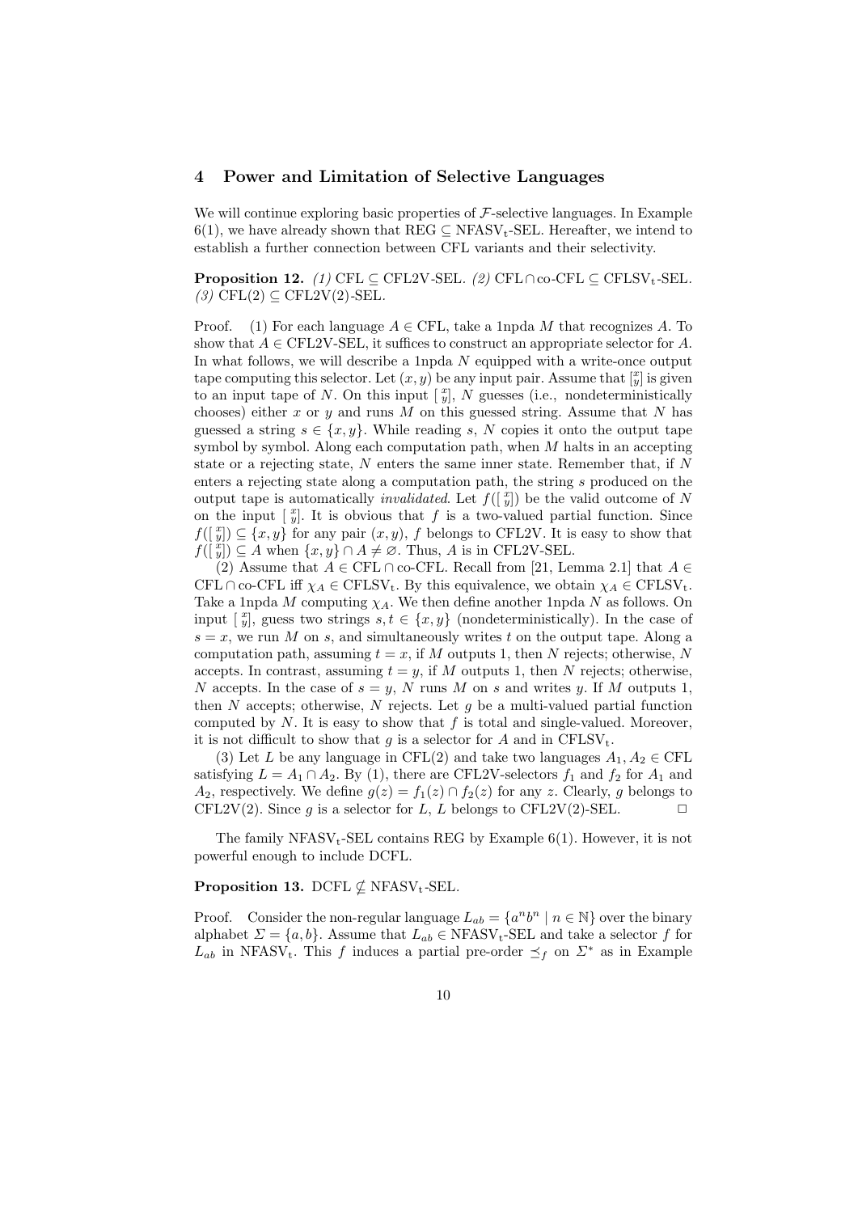## 4 Power and Limitation of Selective Languages

We will continue exploring basic properties of $\mathcal{F}$-selective languages. In Example 6(1), we have already shown that $\mathrm{REG} \subseteq \mathrm{NFASV_t}$-SEL. Hereafter, we intend to establish a further connection between CFL variants and their selectivity.

**Proposition 12.** *(1)* CFL $\subseteq$ CFL2V-SEL. *(2)* CFL $\cap$ co-CFL $\subseteq$ $\mathrm{CFLSV_t}$-SEL. *(3)* CFL(2) $\subseteq$ CFL2V(2)-SEL.

Proof. (1) For each language $A \in$ CFL, take a 1npda $M$ that recognizes $A$. To show that $A \in$ CFL2V-SEL, it suffices to construct an appropriate selector for $A$. In what follows, we will describe a 1npda $N$ equipped with a write-once output tape computing this selector. Let $(x, y)$ be any input pair. Assume that $[\begin{smallmatrix} x \\ y \end{smallmatrix}]$ is given to an input tape of $N$. On this input $[\begin{smallmatrix} x \\ y \end{smallmatrix}]$, $N$ guesses (i.e., nondeterministically chooses) either $x$ or $y$ and runs $M$ on this guessed string. Assume that $N$ has guessed a string $s \in \{x, y\}$. While reading $s$, $N$ copies it onto the output tape symbol by symbol. Along each computation path, when $M$ halts in an accepting state or a rejecting state, $N$ enters the same inner state. Remember that, if $N$ enters a rejecting state along a computation path, the string $s$ produced on the output tape is automatically *invalidated*. Let $f([\begin{smallmatrix} x \\ y \end{smallmatrix}])$ be the valid outcome of $N$ on the input $[\begin{smallmatrix} x \\ y \end{smallmatrix}]$. It is obvious that $f$ is a two-valued partial function. Since $f([\begin{smallmatrix} x \\ y \end{smallmatrix}]) \subseteq \{x, y\}$ for any pair $(x, y)$, $f$ belongs to CFL2V. It is easy to show that $f([\begin{smallmatrix} x \\ y \end{smallmatrix}]) \subseteq A$ when $\{x, y\} \cap A \neq \varnothing$. Thus, $A$ is in CFL2V-SEL.

(2) Assume that $A \in$ CFL $\cap$ co-CFL. Recall from [21, Lemma 2.1] that $A \in$ CFL $\cap$ co-CFL iff $\chi_A \in \mathrm{CFLSV_t}$. By this equivalence, we obtain $\chi_A \in \mathrm{CFLSV_t}$. Take a 1npda $M$ computing $\chi_A$. We then define another 1npda $N$ as follows. On input $[\begin{smallmatrix} x \\ y \end{smallmatrix}]$, guess two strings $s, t \in \{x, y\}$ (nondeterministically). In the case of $s = x$, we run $M$ on $s$, and simultaneously writes $t$ on the output tape. Along a computation path, assuming $t = x$, if $M$ outputs 1, then $N$ rejects; otherwise, $N$ accepts. In contrast, assuming $t = y$, if $M$ outputs 1, then $N$ rejects; otherwise, $N$ accepts. In the case of $s = y$, $N$ runs $M$ on $s$ and writes $y$. If $M$ outputs 1, then $N$ accepts; otherwise, $N$ rejects. Let $g$ be a multi-valued partial function computed by $N$. It is easy to show that $f$ is total and single-valued. Moreover, it is not difficult to show that $g$ is a selector for $A$ and in $\mathrm{CFLSV_t}$.

(3) Let $L$ be any language in CFL(2) and take two languages $A_1, A_2 \in$ CFL satisfying $L = A_1 \cap A_2$. By (1), there are CFL2V-selectors $f_1$ and $f_2$ for $A_1$ and $A_2$, respectively. We define $g(z) = f_1(z) \cap f_2(z)$ for any $z$. Clearly, $g$ belongs to CFL2V(2). Since $g$ is a selector for $L$, $L$ belongs to CFL2V(2)-SEL. $\square$

The family $\mathrm{NFASV_t}$-SEL contains REG by Example 6(1). However, it is not powerful enough to include DCFL.

**Proposition 13.** DCFL $\nsubseteq$ $\mathrm{NFASV_t}$-SEL.

Proof. Consider the non-regular language $L_{ab} = \{a^n b^n \mid n \in \mathbb{N}\}$ over the binary alphabet $\Sigma = \{a, b\}$. Assume that $L_{ab} \in \mathrm{NFASV_t}$-SEL and take a selector $f$ for $L_{ab}$ in $\mathrm{NFASV_t}$. This $f$ induces a partial pre-order $\preceq_f$ on $\Sigma^*$ as in Example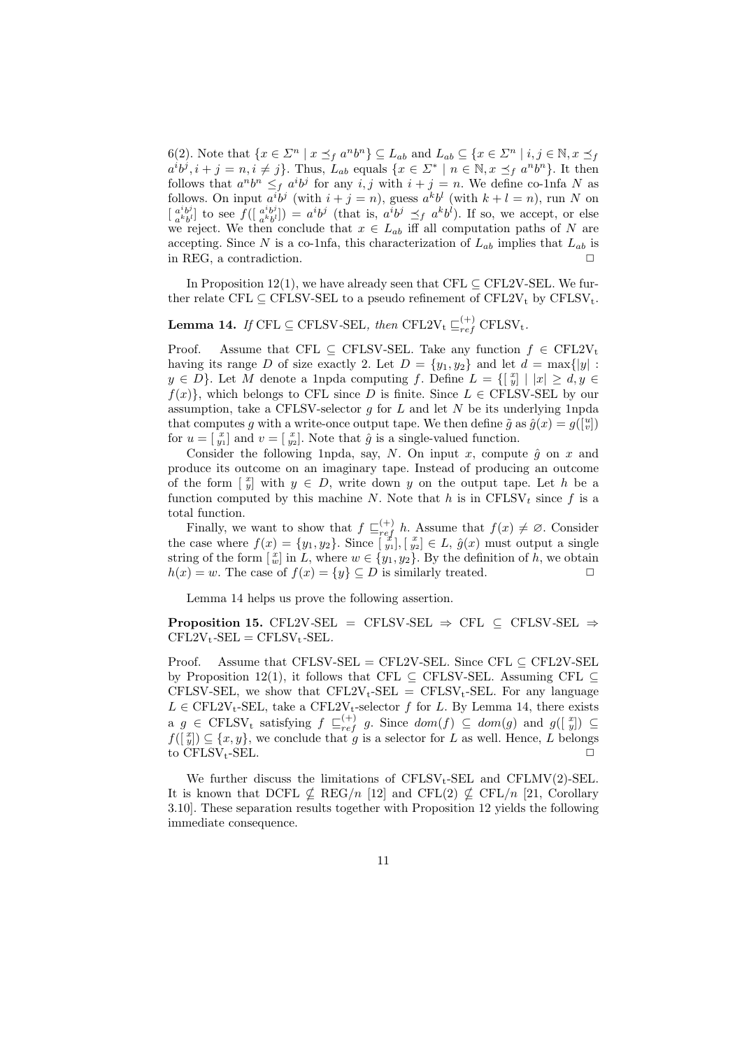6(2). Note that $\{x \in \Sigma^n \mid x \preceq_f a^n b^n\} \subseteq L_{ab}$ and $L_{ab} \subseteq \{x \in \Sigma^n \mid i,j \in \mathbb{N}, x \preceq_f a^i b^j, i+j=n, i \neq j\}$. Thus, $L_{ab}$ equals $\{x \in \Sigma^* \mid n \in \mathbb{N}, x \preceq_f a^n b^n\}$. It then follows that $a^n b^n \leq_f a^i b^j$ for any $i,j$ with $i+j=n$. We define co-1nfa $N$ as follows. On input $a^i b^j$ (with $i+j=n$), guess $a^k b^l$ (with $k+l=n$), run $N$ on $[\begin{smallmatrix} a^i b^j \\ a^k b^l \end{smallmatrix}]$ to see $f([\begin{smallmatrix} a^i b^j \\ a^k b^l \end{smallmatrix}]) = a^i b^j$ (that is, $a^i b^j \preceq_f a^k b^l$). If so, we accept, or else we reject. We then conclude that $x \in L_{ab}$ iff all computation paths of $N$ are accepting. Since $N$ is a co-1nfa, this characterization of $L_{ab}$ implies that $L_{ab}$ is in REG, a contradiction. ☐

In Proposition 12(1), we have already seen that CFL $\subseteq$ CFL2V-SEL. We further relate CFL $\subseteq$ CFLSV-SEL to a pseudo refinement of CFL2V$_{\mathrm{t}}$ by CFLSV$_{\mathrm{t}}$.

**Lemma 14.** *If* CFL $\subseteq$ CFLSV-SEL, *then* CFL2V$_{\mathrm{t}}$ $\sqsubseteq^{(+)}_{ref}$ CFLSV$_{\mathrm{t}}$.

Proof. Assume that CFL $\subseteq$ CFLSV-SEL. Take any function $f \in$ CFL2V$_{\mathrm{t}}$ having its range $D$ of size exactly 2. Let $D = \{y_1, y_2\}$ and let $d = \max\{|y| : y \in D\}$. Let $M$ denote a 1npda computing $f$. Define $L = \{[\begin{smallmatrix} x \\ y \end{smallmatrix}] \mid |x| \geq d, y \in f(x)\}$, which belongs to CFL since $D$ is finite. Since $L \in$ CFLSV-SEL by our assumption, take a CFLSV-selector $g$ for $L$ and let $N$ be its underlying 1npda that computes $g$ with a write-once output tape. We then define $\tilde{g}$ as $\hat{g}(x) = g([\begin{smallmatrix} u \\ v \end{smallmatrix}])$ for $u = [\begin{smallmatrix} x \\ y_1 \end{smallmatrix}]$ and $v = [\begin{smallmatrix} x \\ y_2 \end{smallmatrix}]$. Note that $\hat{g}$ is a single-valued function.

Consider the following 1npda, say, $N$. On input $x$, compute $\hat{g}$ on $x$ and produce its outcome on an imaginary tape. Instead of producing an outcome of the form $[\begin{smallmatrix} x \\ y \end{smallmatrix}]$ with $y \in D$, write down $y$ on the output tape. Let $h$ be a function computed by this machine $N$. Note that $h$ is in CFLSV$_t$ since $f$ is a total function.

Finally, we want to show that $f \sqsubseteq^{(+)}_{ref} h$. Assume that $f(x) \neq \varnothing$. Consider the case where $f(x) = \{y_1, y_2\}$. Since $[\begin{smallmatrix} x \\ y_1 \end{smallmatrix}], [\begin{smallmatrix} x \\ y_2 \end{smallmatrix}] \in L$, $\hat{g}(x)$ must output a single string of the form $[\begin{smallmatrix} x \\ w \end{smallmatrix}]$ in $L$, where $w \in \{y_1, y_2\}$. By the definition of $h$, we obtain $h(x) = w$. The case of $f(x) = \{y\} \subseteq D$ is similarly treated. ☐

Lemma 14 helps us prove the following assertion.

**Proposition 15.** CFL2V-SEL = CFLSV-SEL $\Rightarrow$ CFL $\subseteq$ CFLSV-SEL $\Rightarrow$ CFL2V$_{\mathrm{t}}$-SEL = CFLSV$_{\mathrm{t}}$-SEL.

Proof. Assume that CFLSV-SEL = CFL2V-SEL. Since CFL $\subseteq$ CFL2V-SEL by Proposition 12(1), it follows that CFL $\subseteq$ CFLSV-SEL. Assuming CFL $\subseteq$ CFLSV-SEL, we show that CFL2V$_{\mathrm{t}}$-SEL = CFLSV$_{\mathrm{t}}$-SEL. For any language $L \in$ CFL2V$_{\mathrm{t}}$-SEL, take a CFL2V$_{\mathrm{t}}$-selector $f$ for $L$. By Lemma 14, there exists a $g \in$ CFLSV$_{\mathrm{t}}$ satisfying $f \sqsubseteq^{(+)}_{ref} g$. Since $dom(f) \subseteq dom(g)$ and $g([\begin{smallmatrix} x \\ y \end{smallmatrix}]) \subseteq f([\begin{smallmatrix} x \\ y \end{smallmatrix}]) \subseteq \{x, y\}$, we conclude that $g$ is a selector for $L$ as well. Hence, $L$ belongs to CFLSV$_{\mathrm{t}}$-SEL. ☐

We further discuss the limitations of CFLSV$_{\mathrm{t}}$-SEL and CFLMV(2)-SEL. It is known that DCFL $\nsubseteq$ REG/$n$ [12] and CFL(2) $\nsubseteq$ CFL/$n$ [21, Corollary 3.10]. These separation results together with Proposition 12 yields the following immediate consequence.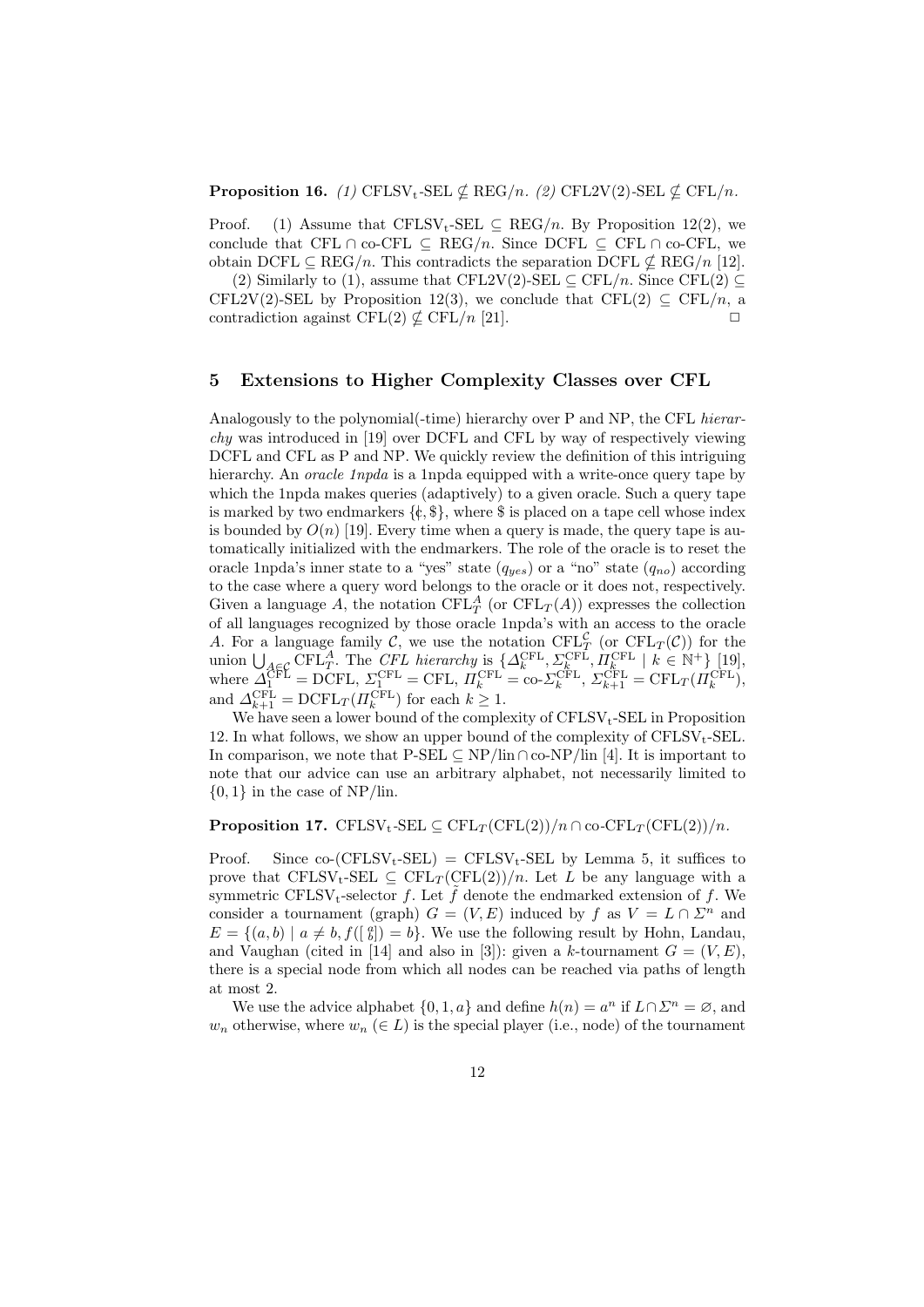**Proposition 16.** *(1)* $\mathrm{CFLSV_t}$-SEL $\nsubseteq$ REG/$n$. *(2)* CFL2V(2)-SEL $\nsubseteq$ CFL/$n$.

Proof. (1) Assume that $\mathrm{CFLSV_t}$-SEL $\subseteq$ REG/$n$. By Proposition 12(2), we conclude that CFL $\cap$ co-CFL $\subseteq$ REG/$n$. Since DCFL $\subseteq$ CFL $\cap$ co-CFL, we obtain DCFL $\subseteq$ REG/$n$. This contradicts the separation DCFL $\nsubseteq$ REG/$n$ [12].

(2) Similarly to (1), assume that CFL2V(2)-SEL $\subseteq$ CFL/$n$. Since CFL(2) $\subseteq$ CFL2V(2)-SEL by Proposition 12(3), we conclude that CFL(2) $\subseteq$ CFL/$n$, a contradiction against CFL(2) $\nsubseteq$ CFL/$n$ [21]. $\square$

## 5 Extensions to Higher Complexity Classes over CFL

Analogously to the polynomial(-time) hierarchy over P and NP, the CFL *hierarchy* was introduced in [19] over DCFL and CFL by way of respectively viewing DCFL and CFL as P and NP. We quickly review the definition of this intriguing hierarchy. An *oracle 1npda* is a 1npda equipped with a write-once query tape by which the 1npda makes queries (adaptively) to a given oracle. Such a query tape is marked by two endmarkers $\{¢, \$\}$, where \$ is placed on a tape cell whose index is bounded by $O(n)$ [19]. Every time when a query is made, the query tape is automatically initialized with the endmarkers. The role of the oracle is to reset the oracle 1npda's inner state to a "yes" state ($q_{yes}$) or a "no" state ($q_{no}$) according to the case where a query word belongs to the oracle or it does not, respectively. Given a language $A$, the notation $\mathrm{CFL}_T^A$ (or $\mathrm{CFL}_T(A)$) expresses the collection of all languages recognized by those oracle 1npda's with an access to the oracle $A$. For a language family $\mathcal{C}$, we use the notation $\mathrm{CFL}_T^{\mathcal{C}}$ (or $\mathrm{CFL}_T(\mathcal{C})$) for the union $\bigcup_{A\in\mathcal{C}} \mathrm{CFL}_T^A$. The *CFL hierarchy* is $\{\Delta_k^{\mathrm{CFL}}, \Sigma_k^{\mathrm{CFL}}, \Pi_k^{\mathrm{CFL}} \mid k \in \mathbb{N}^+\}$ [19], where $\Delta_1^{\mathrm{CFL}} = \mathrm{DCFL}$, $\Sigma_1^{\mathrm{CFL}} = \mathrm{CFL}$, $\Pi_k^{\mathrm{CFL}} = \text{co-}\Sigma_k^{\mathrm{CFL}}$, $\Sigma_{k+1}^{\mathrm{CFL}} = \mathrm{CFL}_T(\Pi_k^{\mathrm{CFL}})$, and $\Delta_{k+1}^{\mathrm{CFL}} = \mathrm{DCFL}_T(\Pi_k^{\mathrm{CFL}})$ for each $k \geq 1$.

We have seen a lower bound of the complexity of $\mathrm{CFLSV_t}$-SEL in Proposition 12. In what follows, we show an upper bound of the complexity of $\mathrm{CFLSV_t}$-SEL. In comparison, we note that P-SEL $\subseteq$ NP/lin $\cap$ co-NP/lin [4]. It is important to note that our advice can use an arbitrary alphabet, not necessarily limited to $\{0, 1\}$ in the case of NP/lin.

**Proposition 17.** $\mathrm{CFLSV_t}$-SEL $\subseteq \mathrm{CFL}_T(\mathrm{CFL}(2))/n \cap \text{co-}\mathrm{CFL}_T(\mathrm{CFL}(2))/n$.

Proof. Since co-($\mathrm{CFLSV_t}$-SEL) $=$ $\mathrm{CFLSV_t}$-SEL by Lemma 5, it suffices to prove that $\mathrm{CFLSV_t}$-SEL $\subseteq \mathrm{CFL}_T(\mathrm{CFL}(2))/n$. Let $L$ be any language with a symmetric $\mathrm{CFLSV_t}$-selector $f$. Let $\tilde{f}$ denote the endmarked extension of $f$. We consider a tournament (graph) $G = (V, E)$ induced by $f$ as $V = L \cap \Sigma^n$ and $E = \{(a, b) \mid a \neq b, f([\begin{smallmatrix} a \\ b \end{smallmatrix}]) = b\}$. We use the following result by Hohn, Landau, and Vaughan (cited in [14] and also in [3]): given a $k$-tournament $G = (V, E)$, there is a special node from which all nodes can be reached via paths of length at most 2.

We use the advice alphabet $\{0, 1, a\}$ and define $h(n) = a^n$ if $L \cap \Sigma^n = \varnothing$, and $w_n$ otherwise, where $w_n$ ($\in L$) is the special player (i.e., node) of the tournament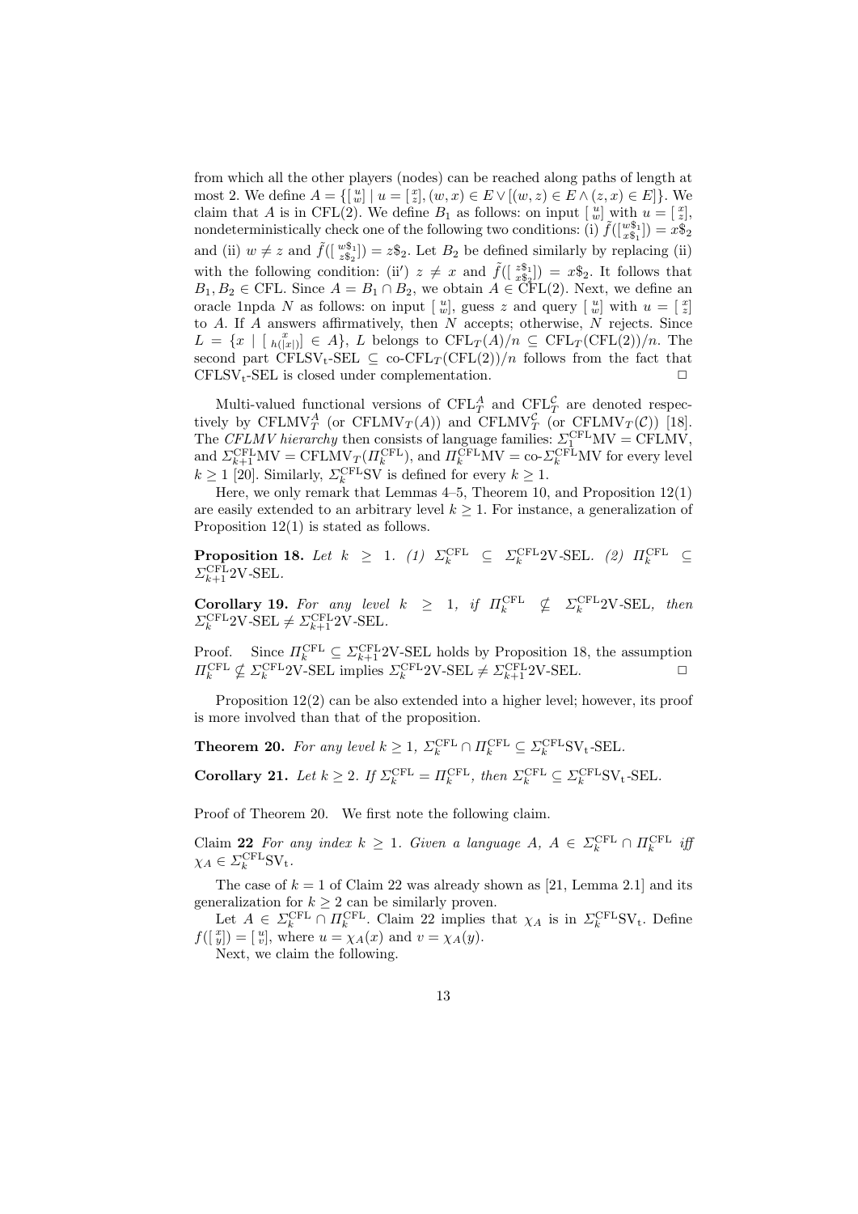from which all the other players (nodes) can be reached along paths of length at most 2. We define $A = \{[\begin{smallmatrix} u \\ w \end{smallmatrix}] \mid u = [\begin{smallmatrix} x \\ z \end{smallmatrix}], (w,x) \in E \vee [(w,z) \in E \wedge (z,x) \in E]\}$. We claim that $A$ is in CFL(2). We define $B_1$ as follows: on input $[\begin{smallmatrix} u \\ w \end{smallmatrix}]$ with $u = [\begin{smallmatrix} x \\ z \end{smallmatrix}]$, nondeterministically check one of the following two conditions: (i) $\tilde{f}([\begin{smallmatrix} w\$_1 \\ x\$_1 \end{smallmatrix}]) = x\$_2$ and (ii) $w \neq z$ and $\tilde{f}([\begin{smallmatrix} w\$_1 \\ z\$_2 \end{smallmatrix}]) = z\$_2$. Let $B_2$ be defined similarly by replacing (ii) with the following condition: (ii′) $z \neq x$ and $\tilde{f}([\begin{smallmatrix} z\$_1 \\ x\$_2 \end{smallmatrix}]) = x\$_2$. It follows that $B_1, B_2 \in$ CFL. Since $A = B_1 \cap B_2$, we obtain $A \in$ CFL(2). Next, we define an oracle 1npda $N$ as follows: on input $[\begin{smallmatrix} u \\ w \end{smallmatrix}]$, guess $z$ and query $[\begin{smallmatrix} u \\ w \end{smallmatrix}]$ with $u = [\begin{smallmatrix} x \\ z \end{smallmatrix}]$ to $A$. If $A$ answers affirmatively, then $N$ accepts; otherwise, $N$ rejects. Since $L = \{x \mid [\begin{smallmatrix} x \\ h(|x|) \end{smallmatrix}] \in A\}$, $L$ belongs to $\mathrm{CFL}_T(A)/n \subseteq \mathrm{CFL}_T(\mathrm{CFL}(2))/n$. The second part $\mathrm{CFLSV_t}$-SEL $\subseteq$ co-$\mathrm{CFL}_T(\mathrm{CFL}(2))/n$ follows from the fact that $\mathrm{CFLSV_t}$-SEL is closed under complementation. □

Multi-valued functional versions of $\mathrm{CFL}_T^A$ and $\mathrm{CFL}_T^{\mathcal{C}}$ are denoted respectively by $\mathrm{CFLMV}_T^A$ (or $\mathrm{CFLMV}_T(A)$) and $\mathrm{CFLMV}_T^{\mathcal{C}}$ (or $\mathrm{CFLMV}_T(\mathcal{C})$) [18]. The *CFLMV hierarchy* then consists of language families: $\Sigma_1^{\mathrm{CFL}}\mathrm{MV} = \mathrm{CFLMV}$, and $\Sigma_{k+1}^{\mathrm{CFL}}\mathrm{MV} = \mathrm{CFLMV}_T(\Pi_k^{\mathrm{CFL}})$, and $\Pi_k^{\mathrm{CFL}}\mathrm{MV} = \text{co-}\Sigma_k^{\mathrm{CFL}}\mathrm{MV}$ for every level $k \geq 1$ [20]. Similarly, $\Sigma_k^{\mathrm{CFL}}\mathrm{SV}$ is defined for every $k \geq 1$.

Here, we only remark that Lemmas 4–5, Theorem 10, and Proposition 12(1) are easily extended to an arbitrary level $k \geq 1$. For instance, a generalization of Proposition 12(1) is stated as follows.

**Proposition 18.** *Let $k \geq 1$. (1) $\Sigma_k^{\mathrm{CFL}} \subseteq \Sigma_k^{\mathrm{CFL}}\mathrm{2V}$-SEL. (2) $\Pi_k^{\mathrm{CFL}} \subseteq \Sigma_{k+1}^{\mathrm{CFL}}\mathrm{2V}$-SEL.*

**Corollary 19.** *For any level $k \geq 1$, if $\Pi_k^{\mathrm{CFL}} \nsubseteq \Sigma_k^{\mathrm{CFL}}\mathrm{2V}$-SEL, then $\Sigma_k^{\mathrm{CFL}}\mathrm{2V}$-SEL $\neq \Sigma_{k+1}^{\mathrm{CFL}}\mathrm{2V}$-SEL.*

Proof. Since $\Pi_k^{\mathrm{CFL}} \subseteq \Sigma_{k+1}^{\mathrm{CFL}}\mathrm{2V}$-SEL holds by Proposition 18, the assumption $\Pi_k^{\mathrm{CFL}} \nsubseteq \Sigma_k^{\mathrm{CFL}}\mathrm{2V}$-SEL implies $\Sigma_k^{\mathrm{CFL}}\mathrm{2V}$-SEL $\neq \Sigma_{k+1}^{\mathrm{CFL}}\mathrm{2V}$-SEL. □

Proposition 12(2) can be also extended into a higher level; however, its proof is more involved than that of the proposition.

**Theorem 20.** *For any level $k \geq 1$, $\Sigma_k^{\mathrm{CFL}} \cap \Pi_k^{\mathrm{CFL}} \subseteq \Sigma_k^{\mathrm{CFL}}\mathrm{SV_t}$-SEL.*

**Corollary 21.** *Let $k \geq 2$. If $\Sigma_k^{\mathrm{CFL}} = \Pi_k^{\mathrm{CFL}}$, then $\Sigma_k^{\mathrm{CFL}} \subseteq \Sigma_k^{\mathrm{CFL}}\mathrm{SV_t}$-SEL.*

Proof of Theorem 20. We first note the following claim.

Claim **22** *For any index $k \geq 1$. Given a language $A$, $A \in \Sigma_k^{\mathrm{CFL}} \cap \Pi_k^{\mathrm{CFL}}$ iff $\chi_A \in \Sigma_k^{\mathrm{CFL}}\mathrm{SV_t}$.*

The case of $k = 1$ of Claim 22 was already shown as [21, Lemma 2.1] and its generalization for $k \geq 2$ can be similarly proven.

Let $A \in \Sigma_k^{\mathrm{CFL}} \cap \Pi_k^{\mathrm{CFL}}$. Claim 22 implies that $\chi_A$ is in $\Sigma_k^{\mathrm{CFL}}\mathrm{SV_t}$. Define $f([\begin{smallmatrix} x \\ y \end{smallmatrix}]) = [\begin{smallmatrix} u \\ v \end{smallmatrix}]$, where $u = \chi_A(x)$ and $v = \chi_A(y)$.

Next, we claim the following.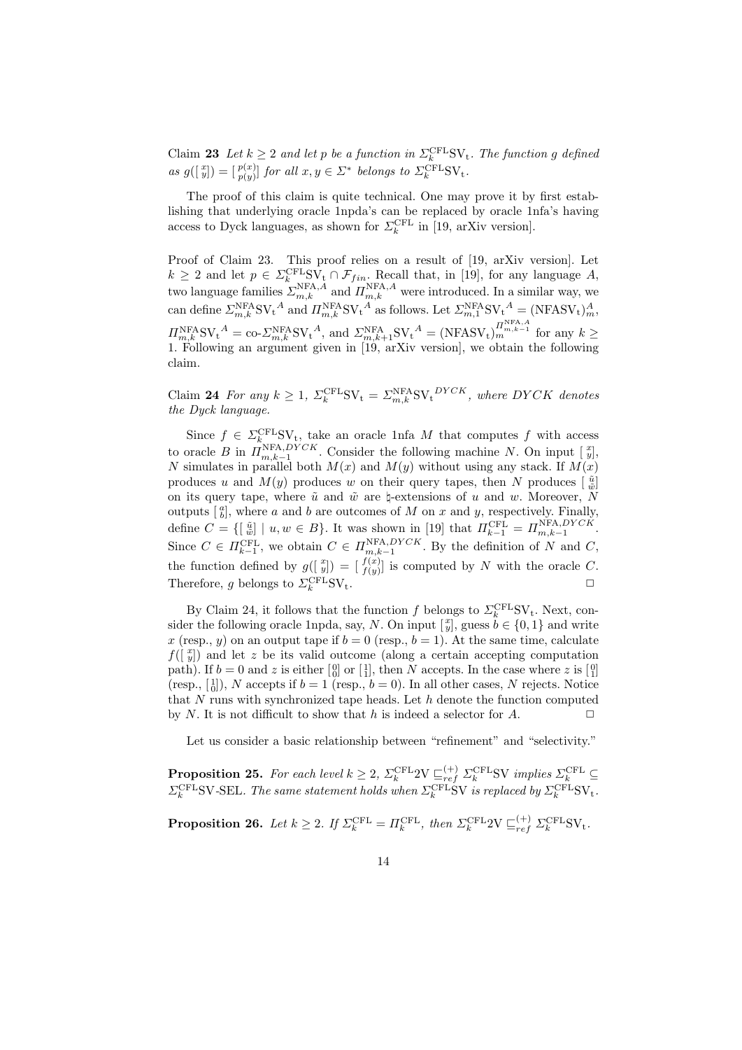Claim **23** *Let $k \geq 2$ and let $p$ be a function in $\Sigma_k^{\mathrm{CFL}}\mathrm{SV_t}$. The function $g$ defined as $g([\begin{smallmatrix} x \\ y \end{smallmatrix}]) = [\begin{smallmatrix} p(x) \\ p(y) \end{smallmatrix}]$ for all $x, y \in \Sigma^*$ belongs to $\Sigma_k^{\mathrm{CFL}}\mathrm{SV_t}$.*

The proof of this claim is quite technical. One may prove it by first establishing that underlying oracle 1npda's can be replaced by oracle 1nfa's having access to Dyck languages, as shown for $\Sigma_k^{\mathrm{CFL}}$ in [19, arXiv version].

Proof of Claim 23. This proof relies on a result of [19, arXiv version]. Let $k \geq 2$ and let $p \in \Sigma_k^{\mathrm{CFL}}\mathrm{SV_t} \cap \mathcal{F}_{fin}$. Recall that, in [19], for any language $A$, two language families $\Sigma_{m,k}^{\mathrm{NFA},A}$ and $\Pi_{m,k}^{\mathrm{NFA},A}$ were introduced. In a similar way, we can define $\Sigma_{m,k}^{\mathrm{NFA}}\mathrm{SV_t}^A$ and $\Pi_{m,k}^{\mathrm{NFA}}\mathrm{SV_t}^A$ as follows. Let $\Sigma_{m,1}^{\mathrm{NFA}}\mathrm{SV_t}^A = (\mathrm{NFASV_t})_m^A$, $\Pi_{m,k}^{\mathrm{NFA}}\mathrm{SV_t}^A = \text{co-}\Sigma_{m,k}^{\mathrm{NFA}}\mathrm{SV_t}^A$, and $\Sigma_{m,k+1}^{\mathrm{NFA}}\mathrm{SV_t}^A = (\mathrm{NFASV_t})_m^{\Pi_{m,k-1}^{\mathrm{NFA},A}}$ for any $k \geq 1$. Following an argument given in [19, arXiv version], we obtain the following claim.

Claim **24** *For any $k \geq 1$, $\Sigma_k^{\mathrm{CFL}}\mathrm{SV_t} = \Sigma_{m,k}^{\mathrm{NFA}}\mathrm{SV_t}^{DYCK}$, where $DYCK$ denotes the Dyck language.*

Since $f \in \Sigma_k^{\mathrm{CFL}}\mathrm{SV_t}$, take an oracle 1nfa $M$ that computes $f$ with access to oracle $B$ in $\Pi_{m,k-1}^{\mathrm{NFA},DYCK}$. Consider the following machine $N$. On input $[\begin{smallmatrix} x \\ y \end{smallmatrix}]$, $N$ simulates in parallel both $M(x)$ and $M(y)$ without using any stack. If $M(x)$ produces $u$ and $M(y)$ produces $w$ on their query tapes, then $N$ produces $[\begin{smallmatrix} \tilde{u} \\ \tilde{w} \end{smallmatrix}]$ on its query tape, where $\tilde{u}$ and $\tilde{w}$ are $\natural$-extensions of $u$ and $w$. Moreover, $N$ outputs $[\begin{smallmatrix} a \\ b \end{smallmatrix}]$, where $a$ and $b$ are outcomes of $M$ on $x$ and $y$, respectively. Finally, define $C = \{[\begin{smallmatrix} \tilde{u} \\ \tilde{w} \end{smallmatrix}] \mid u, w \in B\}$. It was shown in [19] that $\Pi_{k-1}^{\mathrm{CFL}} = \Pi_{m,k-1}^{\mathrm{NFA},DYCK}$. Since $C \in \Pi_{k-1}^{\mathrm{CFL}}$, we obtain $C \in \Pi_{m,k-1}^{\mathrm{NFA},DYCK}$. By the definition of $N$ and $C$, the function defined by $g([\begin{smallmatrix} x \\ y \end{smallmatrix}]) = [\begin{smallmatrix} f(x) \\ f(y) \end{smallmatrix}]$ is computed by $N$ with the oracle $C$. Therefore, $g$ belongs to $\Sigma_k^{\mathrm{CFL}}\mathrm{SV_t}$. □

By Claim 24, it follows that the function $f$ belongs to $\Sigma_k^{\mathrm{CFL}}\mathrm{SV_t}$. Next, consider the following oracle 1npda, say, $N$. On input $[\begin{smallmatrix} x \\ y \end{smallmatrix}]$, guess $b \in \{0,1\}$ and write $x$ (resp., $y$) on an output tape if $b = 0$ (resp., $b = 1$). At the same time, calculate $f([\begin{smallmatrix} x \\ y \end{smallmatrix}])$ and let $z$ be its valid outcome (along a certain accepting computation path). If $b = 0$ and $z$ is either $[\begin{smallmatrix} 0 \\ 0 \end{smallmatrix}]$ or $[\begin{smallmatrix} 1 \\ 1 \end{smallmatrix}]$, then $N$ accepts. In the case where $z$ is $[\begin{smallmatrix} 0 \\ 1 \end{smallmatrix}]$ (resp., $[\begin{smallmatrix} 1 \\ 0 \end{smallmatrix}]$), $N$ accepts if $b = 1$ (resp., $b = 0$). In all other cases, $N$ rejects. Notice that $N$ runs with synchronized tape heads. Let $h$ denote the function computed by $N$. It is not difficult to show that $h$ is indeed a selector for $A$. □

Let us consider a basic relationship between "refinement" and "selectivity."

**Proposition 25.** *For each level $k \geq 2$, $\Sigma_k^{\mathrm{CFL}}\mathrm{2V} \sqsubseteq_{ref}^{(+)} \Sigma_k^{\mathrm{CFL}}\mathrm{SV}$ implies $\Sigma_k^{\mathrm{CFL}} \subseteq \Sigma_k^{\mathrm{CFL}}\mathrm{SV}\text{-SEL}$. The same statement holds when $\Sigma_k^{\mathrm{CFL}}\mathrm{SV}$ is replaced by $\Sigma_k^{\mathrm{CFL}}\mathrm{SV_t}$.*

**Proposition 26.** *Let $k \geq 2$. If $\Sigma_k^{\mathrm{CFL}} = \Pi_k^{\mathrm{CFL}}$, then $\Sigma_k^{\mathrm{CFL}}\mathrm{2V} \sqsubseteq_{ref}^{(+)} \Sigma_k^{\mathrm{CFL}}\mathrm{SV_t}$.*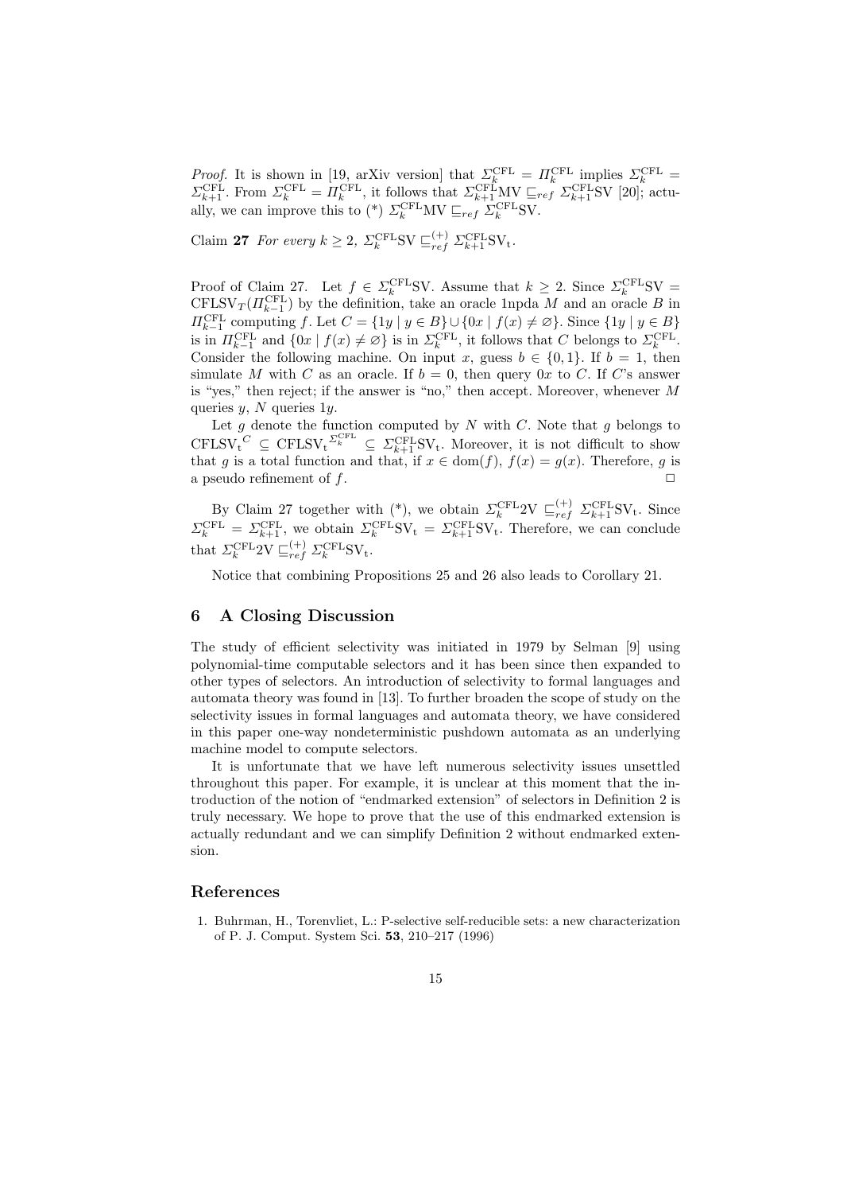*Proof.* It is shown in [19, arXiv version] that $\Sigma_k^{\mathrm{CFL}} = \Pi_k^{\mathrm{CFL}}$ implies $\Sigma_k^{\mathrm{CFL}} = \Sigma_{k+1}^{\mathrm{CFL}}$. From $\Sigma_k^{\mathrm{CFL}} = \Pi_k^{\mathrm{CFL}}$, it follows that $\Sigma_{k+1}^{\mathrm{CFL}}\mathrm{MV} \sqsubseteq_{ref} \Sigma_{k+1}^{\mathrm{CFL}}\mathrm{SV}$ [20]; actually, we can improve this to (*) $\Sigma_k^{\mathrm{CFL}}\mathrm{MV} \sqsubseteq_{ref} \Sigma_k^{\mathrm{CFL}}\mathrm{SV}$.

Claim **27** *For every $k \geq 2$, $\Sigma_k^{\mathrm{CFL}}\mathrm{SV} \sqsubseteq_{ref}^{(+)} \Sigma_{k+1}^{\mathrm{CFL}}\mathrm{SV}_{\mathrm{t}}$.*

Proof of Claim 27. Let $f \in \Sigma_k^{\mathrm{CFL}}\mathrm{SV}$. Assume that $k \geq 2$. Since $\Sigma_k^{\mathrm{CFL}}\mathrm{SV} = \mathrm{CFLSV}_T(\Pi_{k-1}^{\mathrm{CFL}})$ by the definition, take an oracle 1npda $M$ and an oracle $B$ in $\Pi_{k-1}^{\mathrm{CFL}}$ computing $f$. Let $C = \{1y \mid y \in B\} \cup \{0x \mid f(x) \neq \varnothing\}$. Since $\{1y \mid y \in B\}$ is in $\Pi_{k-1}^{\mathrm{CFL}}$ and $\{0x \mid f(x) \neq \varnothing\}$ is in $\Sigma_k^{\mathrm{CFL}}$, it follows that $C$ belongs to $\Sigma_k^{\mathrm{CFL}}$. Consider the following machine. On input $x$, guess $b \in \{0,1\}$. If $b = 1$, then simulate $M$ with $C$ as an oracle. If $b = 0$, then query $0x$ to $C$. If $C$'s answer is "yes," then reject; if the answer is "no," then accept. Moreover, whenever $M$ queries $y$, $N$ queries $1y$.

Let $g$ denote the function computed by $N$ with $C$. Note that $g$ belongs to $\mathrm{CFLSV_t}^{C} \subseteq \mathrm{CFLSV_t}^{\Sigma_k^{\mathrm{CFL}}} \subseteq \Sigma_{k+1}^{\mathrm{CFL}}\mathrm{SV}_{\mathrm{t}}$. Moreover, it is not difficult to show that $g$ is a total function and that, if $x \in \mathrm{dom}(f)$, $f(x) = g(x)$. Therefore, $g$ is a pseudo refinement of $f$. □

By Claim 27 together with (*), we obtain $\Sigma_k^{\mathrm{CFL}}2\mathrm{V} \sqsubseteq_{ref}^{(+)} \Sigma_{k+1}^{\mathrm{CFL}}\mathrm{SV}_{\mathrm{t}}$. Since $\Sigma_k^{\mathrm{CFL}} = \Sigma_{k+1}^{\mathrm{CFL}}$, we obtain $\Sigma_k^{\mathrm{CFL}}\mathrm{SV}_{\mathrm{t}} = \Sigma_{k+1}^{\mathrm{CFL}}\mathrm{SV}_{\mathrm{t}}$. Therefore, we can conclude that $\Sigma_k^{\mathrm{CFL}}2\mathrm{V} \sqsubseteq_{ref}^{(+)} \Sigma_k^{\mathrm{CFL}}\mathrm{SV}_{\mathrm{t}}$.

Notice that combining Propositions 25 and 26 also leads to Corollary 21.

## 6 A Closing Discussion

The study of efficient selectivity was initiated in 1979 by Selman [9] using polynomial-time computable selectors and it has been since then expanded to other types of selectors. An introduction of selectivity to formal languages and automata theory was found in [13]. To further broaden the scope of study on the selectivity issues in formal languages and automata theory, we have considered in this paper one-way nondeterministic pushdown automata as an underlying machine model to compute selectors.

It is unfortunate that we have left numerous selectivity issues unsettled throughout this paper. For example, it is unclear at this moment that the introduction of the notion of "endmarked extension" of selectors in Definition 2 is truly necessary. We hope to prove that the use of this endmarked extension is actually redundant and we can simplify Definition 2 without endmarked extension.

## References

1. Buhrman, H., Torenvliet, L.: P-selective self-reducible sets: a new characterization of P. J. Comput. System Sci. **53**, 210–217 (1996)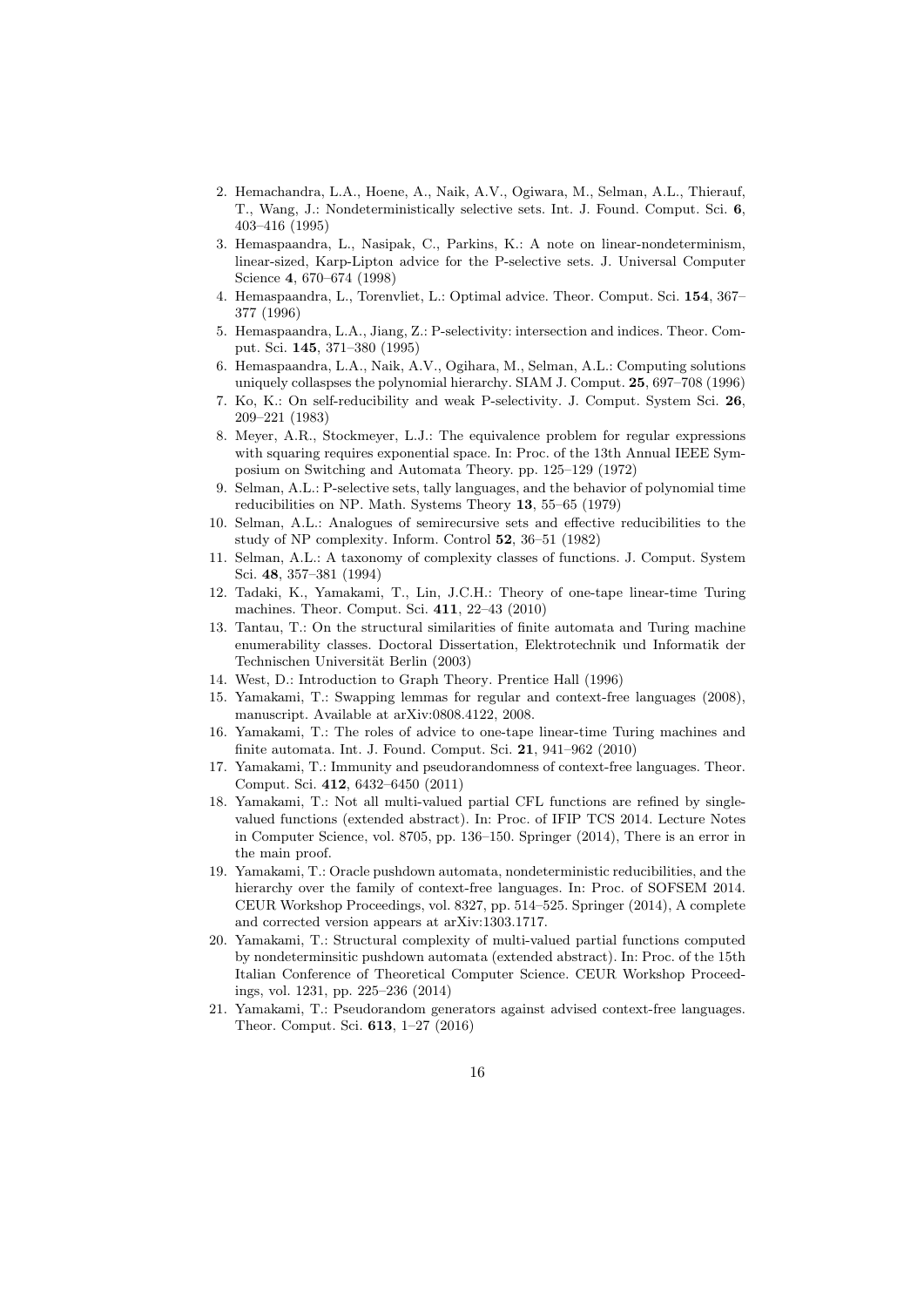2. Hemachandra, L.A., Hoene, A., Naik, A.V., Ogiwara, M., Selman, A.L., Thierauf, T., Wang, J.: Nondeterministically selective sets. Int. J. Found. Comput. Sci. **6**, 403–416 (1995)
3. Hemaspaandra, L., Nasipak, C., Parkins, K.: A note on linear-nondeterminism, linear-sized, Karp-Lipton advice for the P-selective sets. J. Universal Computer Science **4**, 670–674 (1998)
4. Hemaspaandra, L., Torenvliet, L.: Optimal advice. Theor. Comput. Sci. **154**, 367–377 (1996)
5. Hemaspaandra, L.A., Jiang, Z.: P-selectivity: intersection and indices. Theor. Comput. Sci. **145**, 371–380 (1995)
6. Hemaspaandra, L.A., Naik, A.V., Ogihara, M., Selman, A.L.: Computing solutions uniquely collaspses the polynomial hierarchy. SIAM J. Comput. **25**, 697–708 (1996)
7. Ko, K.: On self-reducibility and weak P-selectivity. J. Comput. System Sci. **26**, 209–221 (1983)
8. Meyer, A.R., Stockmeyer, L.J.: The equivalence problem for regular expressions with squaring requires exponential space. In: Proc. of the 13th Annual IEEE Symposium on Switching and Automata Theory. pp. 125–129 (1972)
9. Selman, A.L.: P-selective sets, tally languages, and the behavior of polynomial time reducibilities on NP. Math. Systems Theory **13**, 55–65 (1979)
10. Selman, A.L.: Analogues of semirecursive sets and effective reducibilities to the study of NP complexity. Inform. Control **52**, 36–51 (1982)
11. Selman, A.L.: A taxonomy of complexity classes of functions. J. Comput. System Sci. **48**, 357–381 (1994)
12. Tadaki, K., Yamakami, T., Lin, J.C.H.: Theory of one-tape linear-time Turing machines. Theor. Comput. Sci. **411**, 22–43 (2010)
13. Tantau, T.: On the structural similarities of finite automata and Turing machine enumerability classes. Doctoral Dissertation, Elektrotechnik und Informatik der Technischen Universität Berlin (2003)
14. West, D.: Introduction to Graph Theory. Prentice Hall (1996)
15. Yamakami, T.: Swapping lemmas for regular and context-free languages (2008), manuscript. Available at arXiv:0808.4122, 2008.
16. Yamakami, T.: The roles of advice to one-tape linear-time Turing machines and finite automata. Int. J. Found. Comput. Sci. **21**, 941–962 (2010)
17. Yamakami, T.: Immunity and pseudorandomness of context-free languages. Theor. Comput. Sci. **412**, 6432–6450 (2011)
18. Yamakami, T.: Not all multi-valued partial CFL functions are refined by single-valued functions (extended abstract). In: Proc. of IFIP TCS 2014. Lecture Notes in Computer Science, vol. 8705, pp. 136–150. Springer (2014), There is an error in the main proof.
19. Yamakami, T.: Oracle pushdown automata, nondeterministic reducibilities, and the hierarchy over the family of context-free languages. In: Proc. of SOFSEM 2014. CEUR Workshop Proceedings, vol. 8327, pp. 514–525. Springer (2014), A complete and corrected version appears at arXiv:1303.1717.
20. Yamakami, T.: Structural complexity of multi-valued partial functions computed by nondeterminsitic pushdown automata (extended abstract). In: Proc. of the 15th Italian Conference of Theoretical Computer Science. CEUR Workshop Proceedings, vol. 1231, pp. 225–236 (2014)
21. Yamakami, T.: Pseudorandom generators against advised context-free languages. Theor. Comput. Sci. **613**, 1–27 (2016)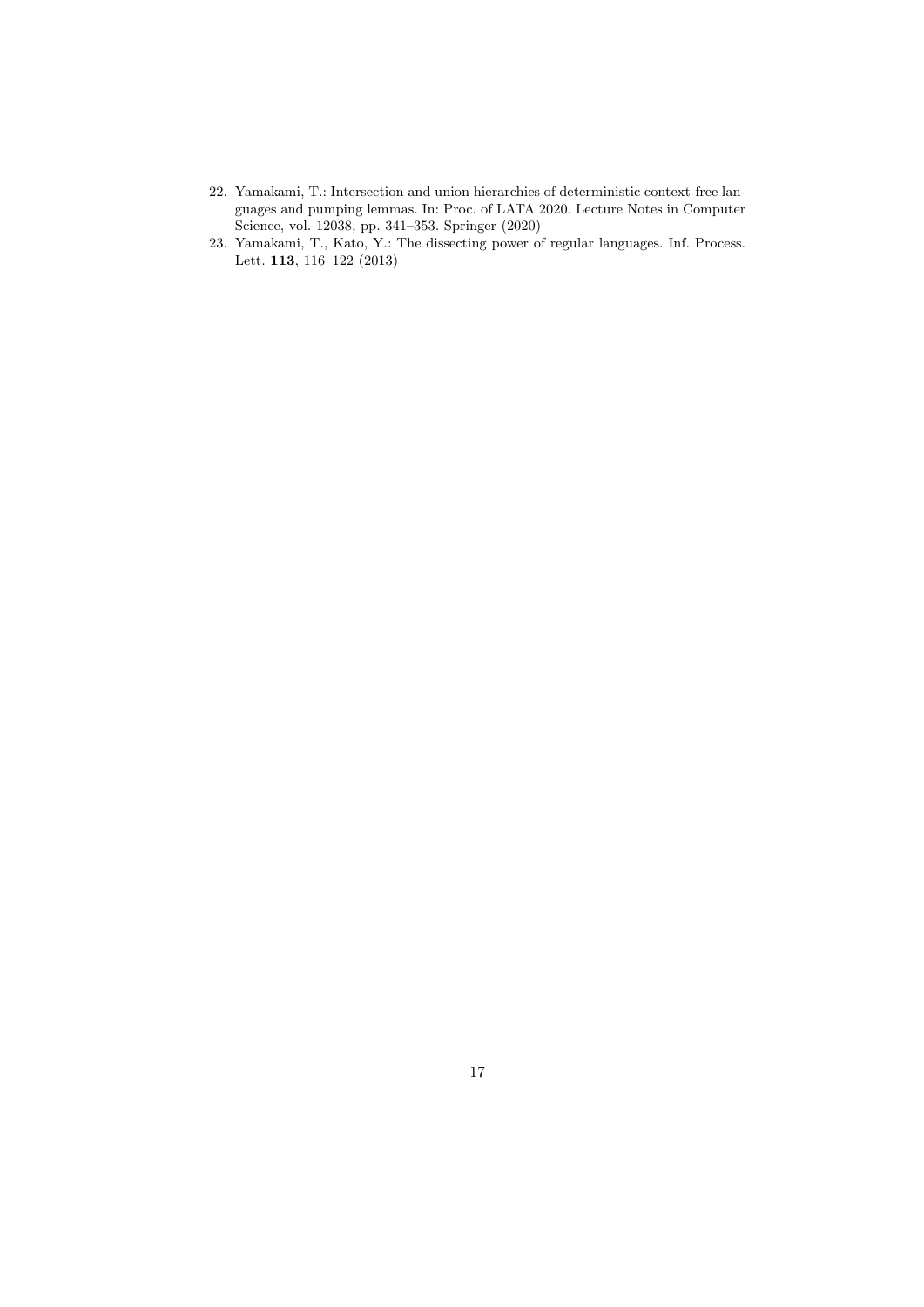22. Yamakami, T.: Intersection and union hierarchies of deterministic context-free languages and pumping lemmas. In: Proc. of LATA 2020. Lecture Notes in Computer Science, vol. 12038, pp. 341–353. Springer (2020)
23. Yamakami, T., Kato, Y.: The dissecting power of regular languages. Inf. Process. Lett. **113**, 116–122 (2013)